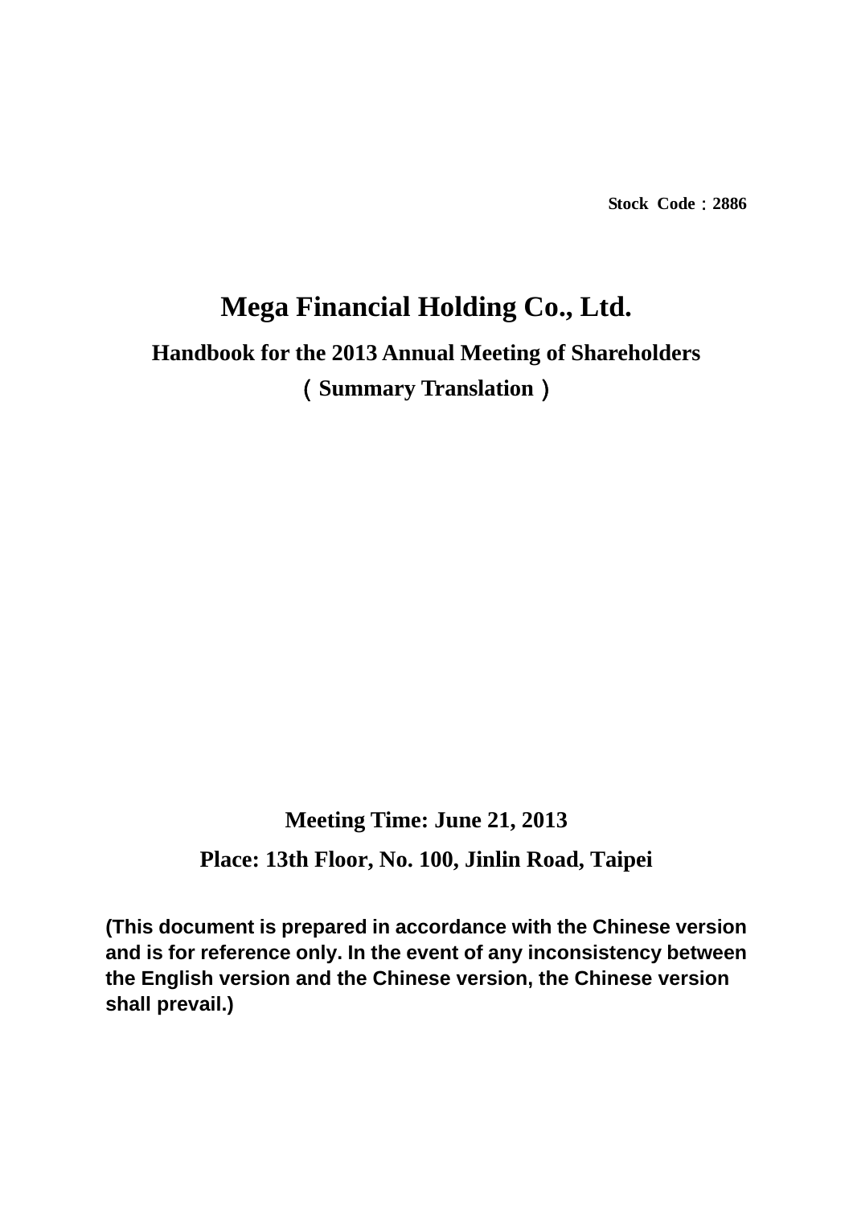Stock Code：2886

# Mega Financial Holding Co., Ltd.

## Handbook for the 2013 Annual Meeting of Shareholders

**（Summary Translation）**

**Meeting Time: June 21, 2013**

**Place: 13th Floor, No. 100, Jinlin Road, Taipei**

**(This document is prepared in accordance with the Chinese version and is for reference only. In the event of any inconsistency between the English version and the Chinese version, the Chinese version shall prevail.)**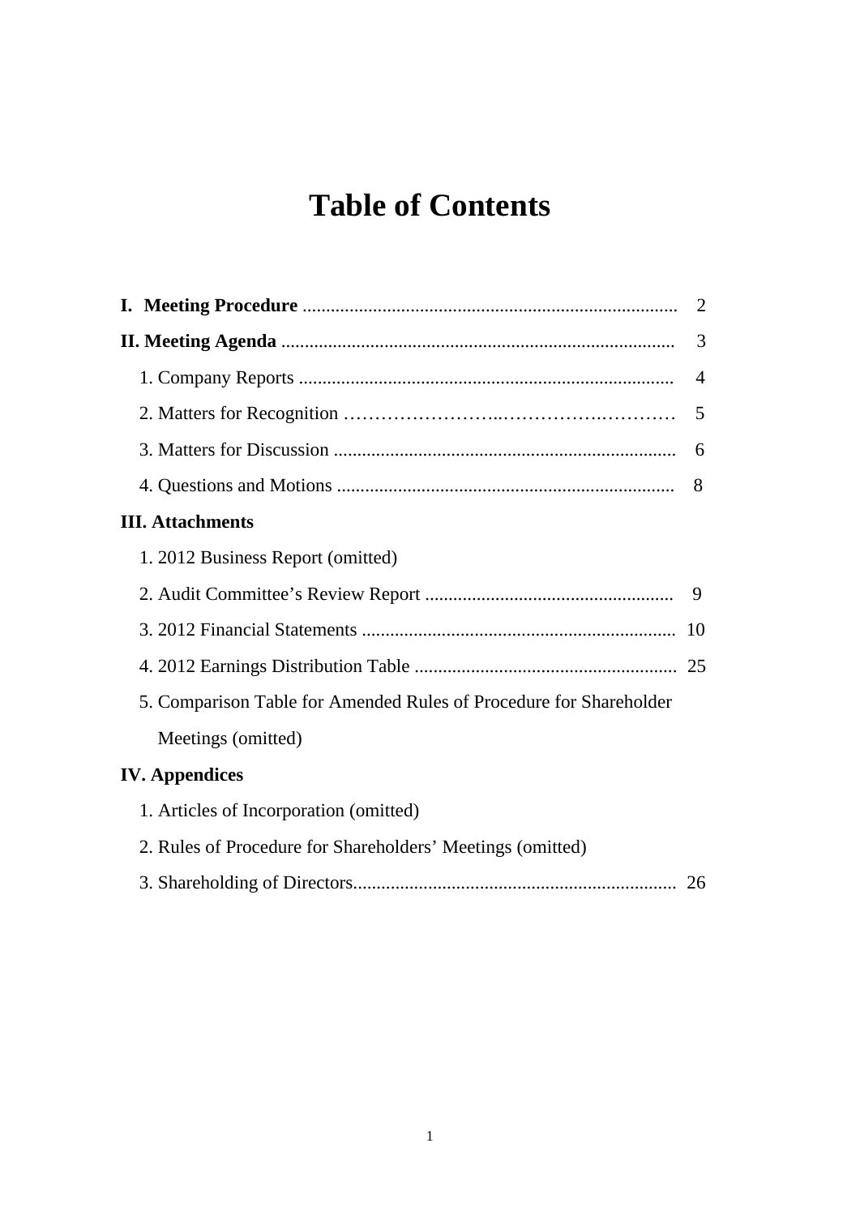# Table of Contents

**I. Meeting Procedure** ............................................................................... 2

**II. Meeting Agenda** .................................................................................. 3

1. Company Reports ............................................................................... 4
2. Matters for Recognition ……………………..……………….………… 5
3. Matters for Discussion ......................................................................... 6
4. Questions and Motions ....................................................................... 8

**III. Attachments**

1. 2012 Business Report (omitted)
2. Audit Committee's Review Report .................................................... 9
3. 2012 Financial Statements .................................................................. 10
4. 2012 Earnings Distribution Table ....................................................... 25
5. Comparison Table for Amended Rules of Procedure for Shareholder Meetings (omitted)

**IV. Appendices**

1. Articles of Incorporation (omitted)
2. Rules of Procedure for Shareholders' Meetings (omitted)
3. Shareholding of Directors.................................................................... 26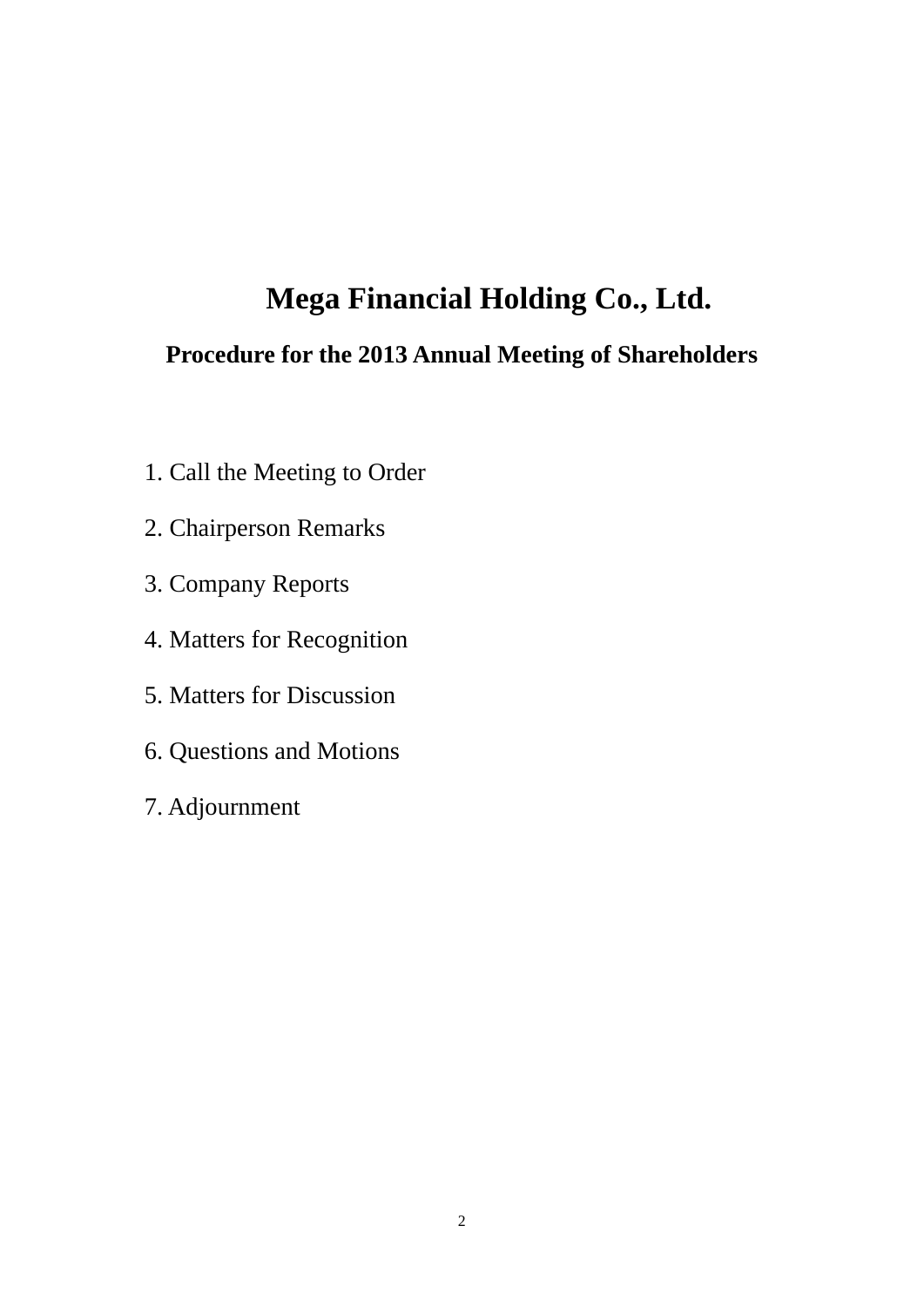# Mega Financial Holding Co., Ltd.

## Procedure for the 2013 Annual Meeting of Shareholders

1. Call the Meeting to Order
2. Chairperson Remarks
3. Company Reports
4. Matters for Recognition
5. Matters for Discussion
6. Questions and Motions
7. Adjournment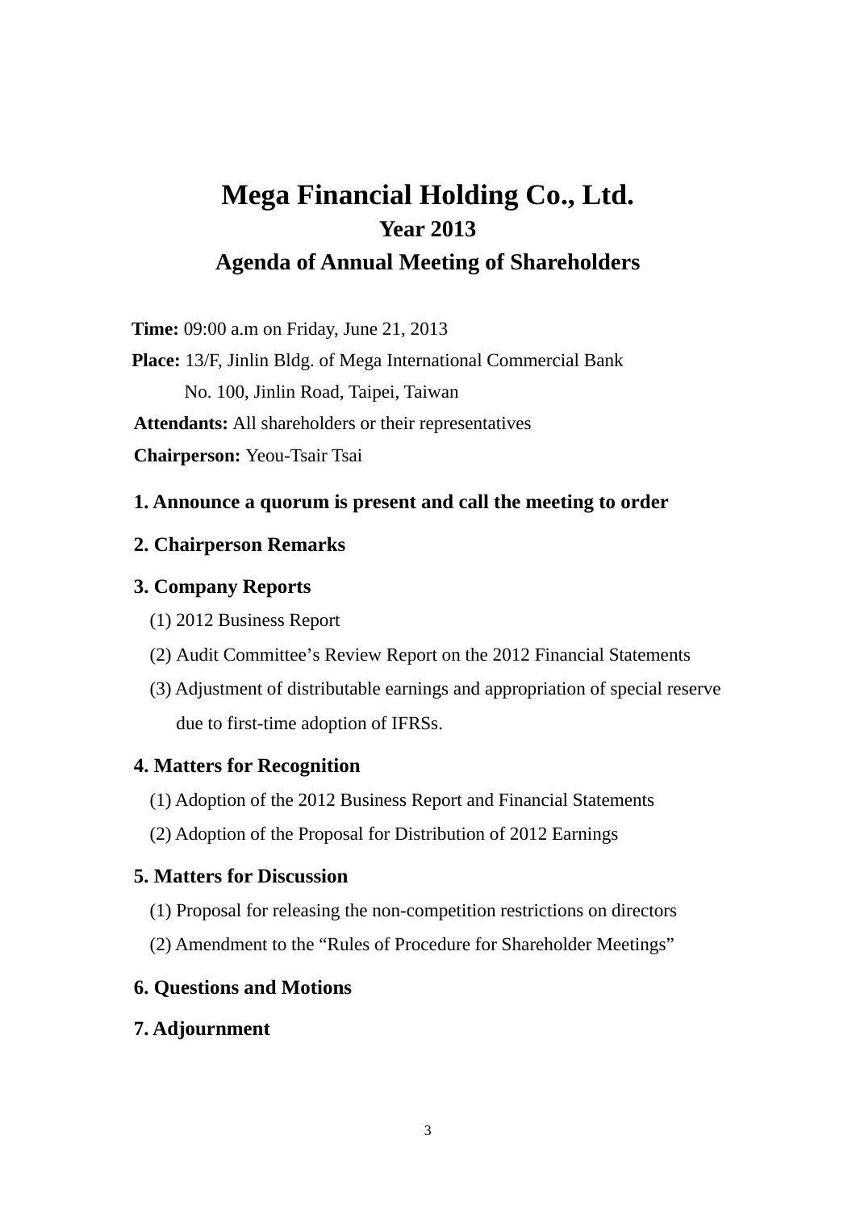# Mega Financial Holding Co., Ltd.

## Year 2013

## Agenda of Annual Meeting of Shareholders

**Time:** 09:00 a.m on Friday, June 21, 2013

**Place:** 13/F, Jinlin Bldg. of Mega International Commercial Bank
No. 100, Jinlin Road, Taipei, Taiwan

**Attendants:** All shareholders or their representatives

**Chairperson:** Yeou-Tsair Tsai

**1. Announce a quorum is present and call the meeting to order**

**2. Chairperson Remarks**

**3. Company Reports**

(1) 2012 Business Report

(2) Audit Committee's Review Report on the 2012 Financial Statements

(3) Adjustment of distributable earnings and appropriation of special reserve due to first-time adoption of IFRSs.

**4. Matters for Recognition**

(1) Adoption of the 2012 Business Report and Financial Statements

(2) Adoption of the Proposal for Distribution of 2012 Earnings

**5. Matters for Discussion**

(1) Proposal for releasing the non-competition restrictions on directors

(2) Amendment to the "Rules of Procedure for Shareholder Meetings"

**6. Questions and Motions**

**7. Adjournment**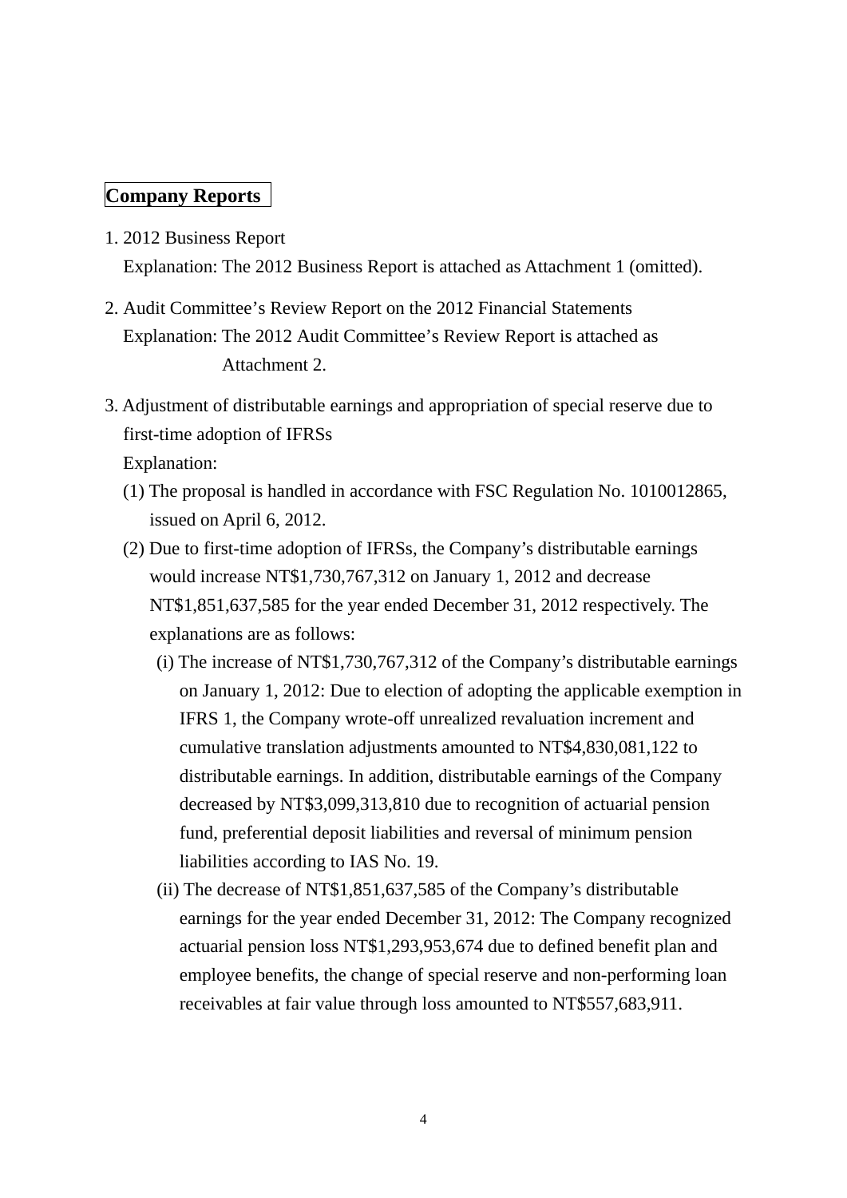## Company Reports

1. 2012 Business Report
   Explanation: The 2012 Business Report is attached as Attachment 1 (omitted).

2. Audit Committee's Review Report on the 2012 Financial Statements
   Explanation: The 2012 Audit Committee's Review Report is attached as Attachment 2.

3. Adjustment of distributable earnings and appropriation of special reserve due to first-time adoption of IFRSs
   Explanation:
   (1) The proposal is handled in accordance with FSC Regulation No. 1010012865, issued on April 6, 2012.
   (2) Due to first-time adoption of IFRSs, the Company's distributable earnings would increase NT$1,730,767,312 on January 1, 2012 and decrease NT$1,851,637,585 for the year ended December 31, 2012 respectively. The explanations are as follows:
      (i) The increase of NT$1,730,767,312 of the Company's distributable earnings on January 1, 2012: Due to election of adopting the applicable exemption in IFRS 1, the Company wrote-off unrealized revaluation increment and cumulative translation adjustments amounted to NT$4,830,081,122 to distributable earnings. In addition, distributable earnings of the Company decreased by NT$3,099,313,810 due to recognition of actuarial pension fund, preferential deposit liabilities and reversal of minimum pension liabilities according to IAS No. 19.
      (ii) The decrease of NT$1,851,637,585 of the Company's distributable earnings for the year ended December 31, 2012: The Company recognized actuarial pension loss NT$1,293,953,674 due to defined benefit plan and employee benefits, the change of special reserve and non-performing loan receivables at fair value through loss amounted to NT$557,683,911.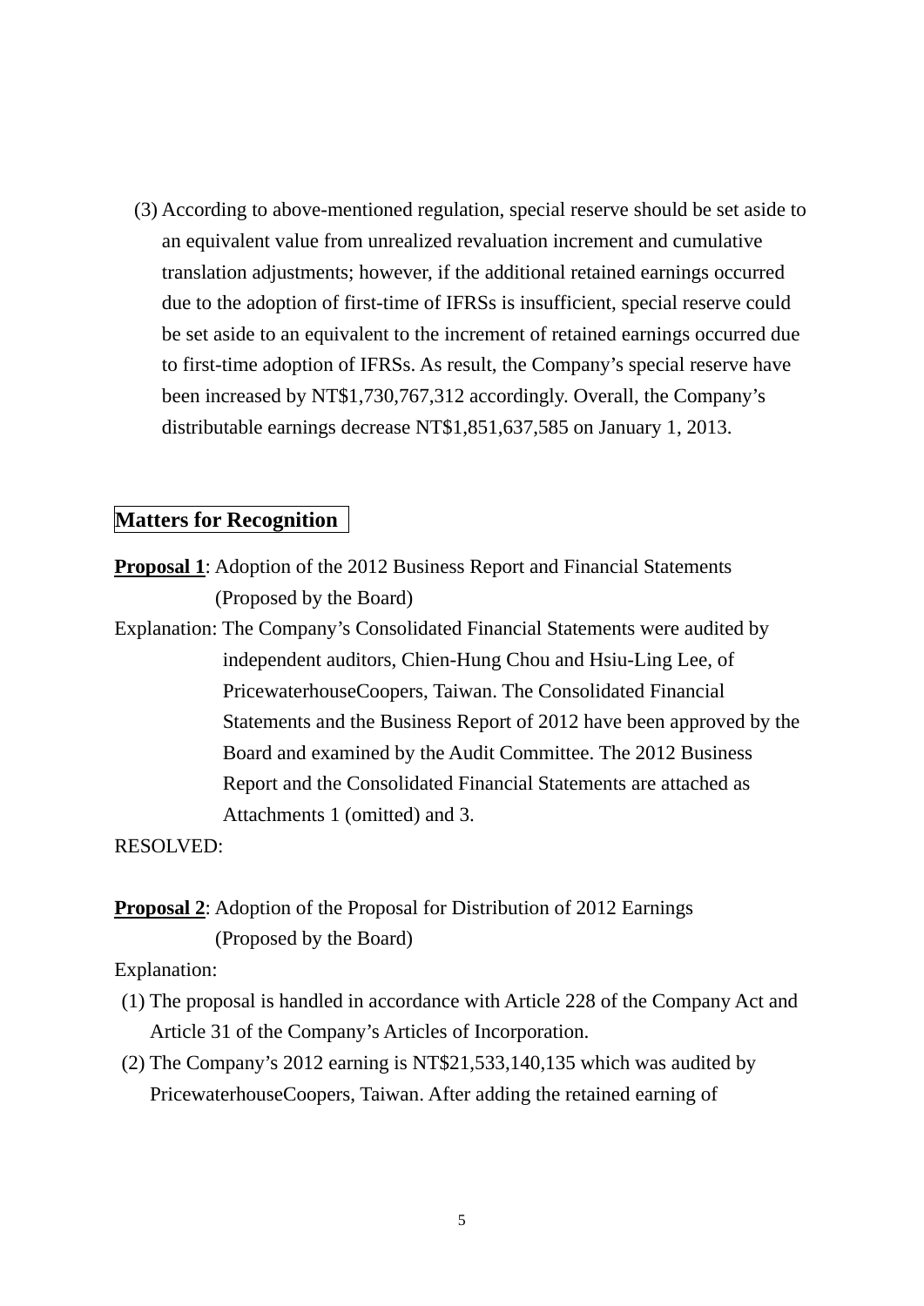(3) According to above-mentioned regulation, special reserve should be set aside to an equivalent value from unrealized revaluation increment and cumulative translation adjustments; however, if the additional retained earnings occurred due to the adoption of first-time of IFRSs is insufficient, special reserve could be set aside to an equivalent to the increment of retained earnings occurred due to first-time adoption of IFRSs. As result, the Company's special reserve have been increased by NT$1,730,767,312 accordingly. Overall, the Company's distributable earnings decrease NT$1,851,637,585 on January 1, 2013.

## Matters for Recognition

**Proposal 1**: Adoption of the 2012 Business Report and Financial Statements (Proposed by the Board)

Explanation: The Company's Consolidated Financial Statements were audited by independent auditors, Chien-Hung Chou and Hsiu-Ling Lee, of PricewaterhouseCoopers, Taiwan. The Consolidated Financial Statements and the Business Report of 2012 have been approved by the Board and examined by the Audit Committee. The 2012 Business Report and the Consolidated Financial Statements are attached as Attachments 1 (omitted) and 3.

RESOLVED:

**Proposal 2**: Adoption of the Proposal for Distribution of 2012 Earnings (Proposed by the Board)

Explanation:

(1) The proposal is handled in accordance with Article 228 of the Company Act and Article 31 of the Company's Articles of Incorporation.

(2) The Company's 2012 earning is NT$21,533,140,135 which was audited by PricewaterhouseCoopers, Taiwan. After adding the retained earning of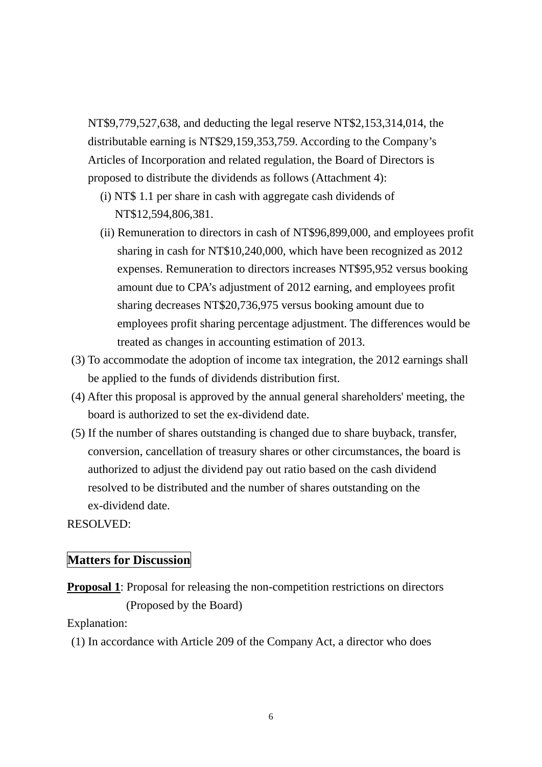NT$9,779,527,638, and deducting the legal reserve NT$2,153,314,014, the distributable earning is NT$29,159,353,759. According to the Company's Articles of Incorporation and related regulation, the Board of Directors is proposed to distribute the dividends as follows (Attachment 4):

   (i) NT$ 1.1 per share in cash with aggregate cash dividends of NT$12,594,806,381.

   (ii) Remuneration to directors in cash of NT$96,899,000, and employees profit sharing in cash for NT$10,240,000, which have been recognized as 2012 expenses. Remuneration to directors increases NT$95,952 versus booking amount due to CPA's adjustment of 2012 earning, and employees profit sharing decreases NT$20,736,975 versus booking amount due to employees profit sharing percentage adjustment. The differences would be treated as changes in accounting estimation of 2013.

(3) To accommodate the adoption of income tax integration, the 2012 earnings shall be applied to the funds of dividends distribution first.

(4) After this proposal is approved by the annual general shareholders' meeting, the board is authorized to set the ex-dividend date.

(5) If the number of shares outstanding is changed due to share buyback, transfer, conversion, cancellation of treasury shares or other circumstances, the board is authorized to adjust the dividend pay out ratio based on the cash dividend resolved to be distributed and the number of shares outstanding on the ex-dividend date.

RESOLVED:

## Matters for Discussion

**Proposal 1**: Proposal for releasing the non-competition restrictions on directors (Proposed by the Board)

Explanation:

(1) In accordance with Article 209 of the Company Act, a director who does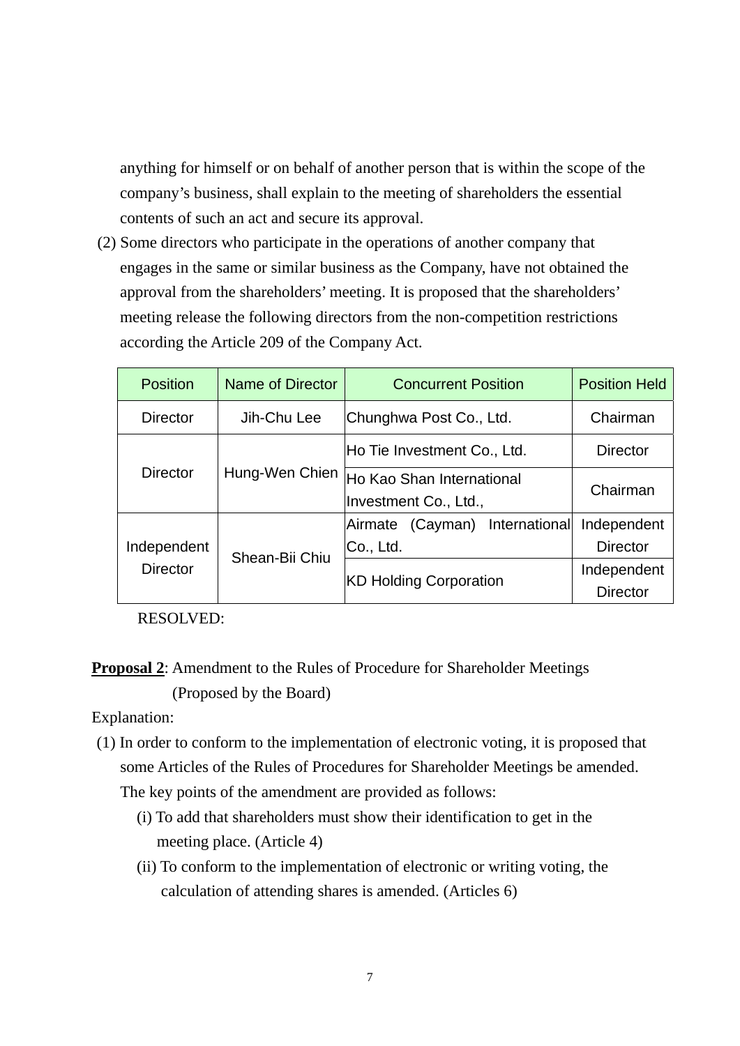anything for himself or on behalf of another person that is within the scope of the company's business, shall explain to the meeting of shareholders the essential contents of such an act and secure its approval.

(2) Some directors who participate in the operations of another company that engages in the same or similar business as the Company, have not obtained the approval from the shareholders' meeting. It is proposed that the shareholders' meeting release the following directors from the non-competition restrictions according the Article 209 of the Company Act.

| Position | Name of Director | Concurrent Position | Position Held |
|---|---|---|---|
| Director | Jih-Chu Lee | Chunghwa Post Co., Ltd. | Chairman |
| Director | Hung-Wen Chien | Ho Tie Investment Co., Ltd. | Director |
| | | Ho Kao Shan International Investment Co., Ltd., | Chairman |
| Independent Director | Shean-Bii Chiu | Airmate (Cayman) International Co., Ltd. | Independent Director |
| | | KD Holding Corporation | Independent Director |

RESOLVED:

**Proposal 2**: Amendment to the Rules of Procedure for Shareholder Meetings (Proposed by the Board)

Explanation:

(1) In order to conform to the implementation of electronic voting, it is proposed that some Articles of the Rules of Procedures for Shareholder Meetings be amended. The key points of the amendment are provided as follows:

(i) To add that shareholders must show their identification to get in the meeting place. (Article 4)

(ii) To conform to the implementation of electronic or writing voting, the calculation of attending shares is amended. (Articles 6)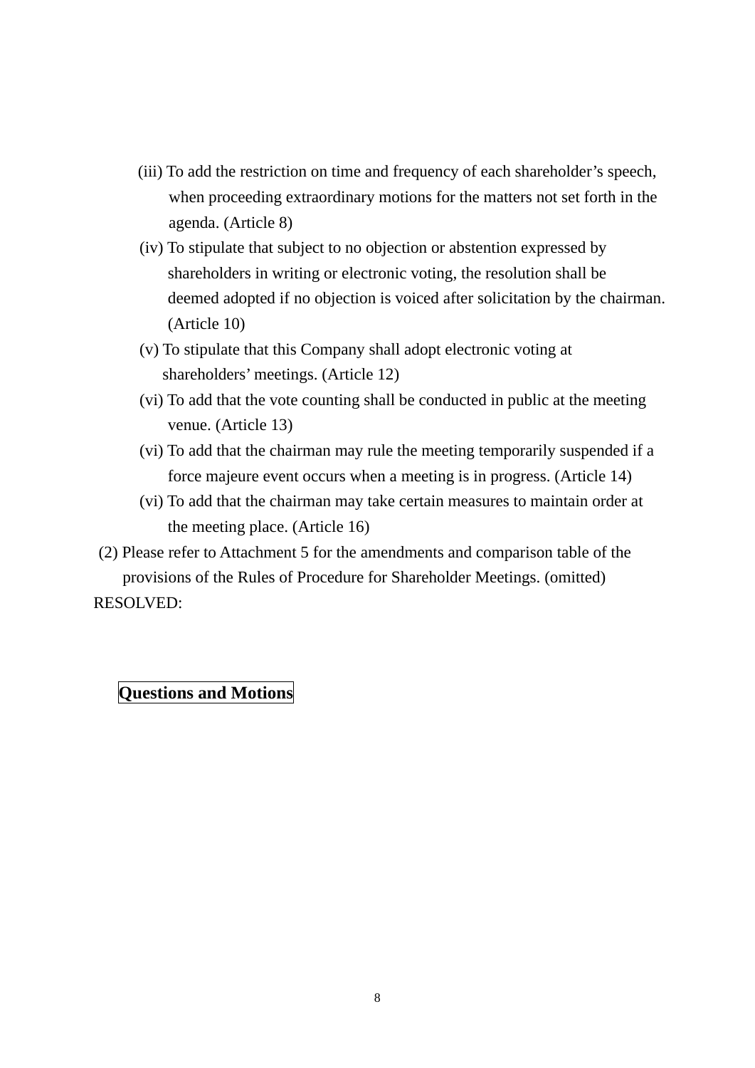(iii) To add the restriction on time and frequency of each shareholder's speech, when proceeding extraordinary motions for the matters not set forth in the agenda. (Article 8)

(iv) To stipulate that subject to no objection or abstention expressed by shareholders in writing or electronic voting, the resolution shall be deemed adopted if no objection is voiced after solicitation by the chairman. (Article 10)

(v) To stipulate that this Company shall adopt electronic voting at shareholders' meetings. (Article 12)

(vi) To add that the vote counting shall be conducted in public at the meeting venue. (Article 13)

(vi) To add that the chairman may rule the meeting temporarily suspended if a force majeure event occurs when a meeting is in progress. (Article 14)

(vi) To add that the chairman may take certain measures to maintain order at the meeting place. (Article 16)

(2) Please refer to Attachment 5 for the amendments and comparison table of the provisions of the Rules of Procedure for Shareholder Meetings. (omitted)

RESOLVED:

**Questions and Motions**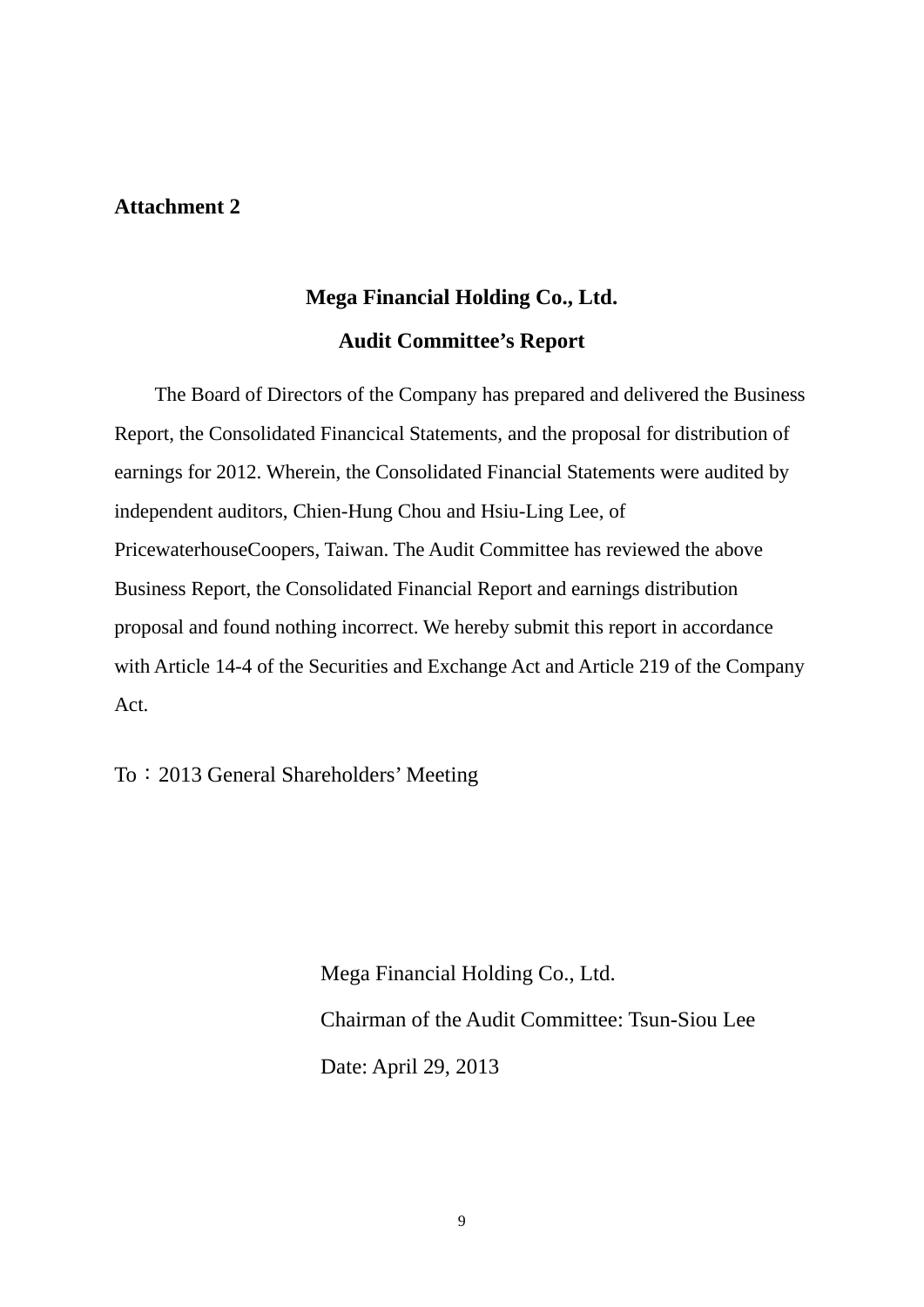**Attachment 2**

## Mega Financial Holding Co., Ltd.

## Audit Committee's Report

The Board of Directors of the Company has prepared and delivered the Business Report, the Consolidated Financical Statements, and the proposal for distribution of earnings for 2012. Wherein, the Consolidated Financial Statements were audited by independent auditors, Chien-Hung Chou and Hsiu-Ling Lee, of PricewaterhouseCoopers, Taiwan. The Audit Committee has reviewed the above Business Report, the Consolidated Financial Report and earnings distribution proposal and found nothing incorrect. We hereby submit this report in accordance with Article 14-4 of the Securities and Exchange Act and Article 219 of the Company Act.

To：2013 General Shareholders' Meeting

Mega Financial Holding Co., Ltd.

Chairman of the Audit Committee: Tsun-Siou Lee

Date: April 29, 2013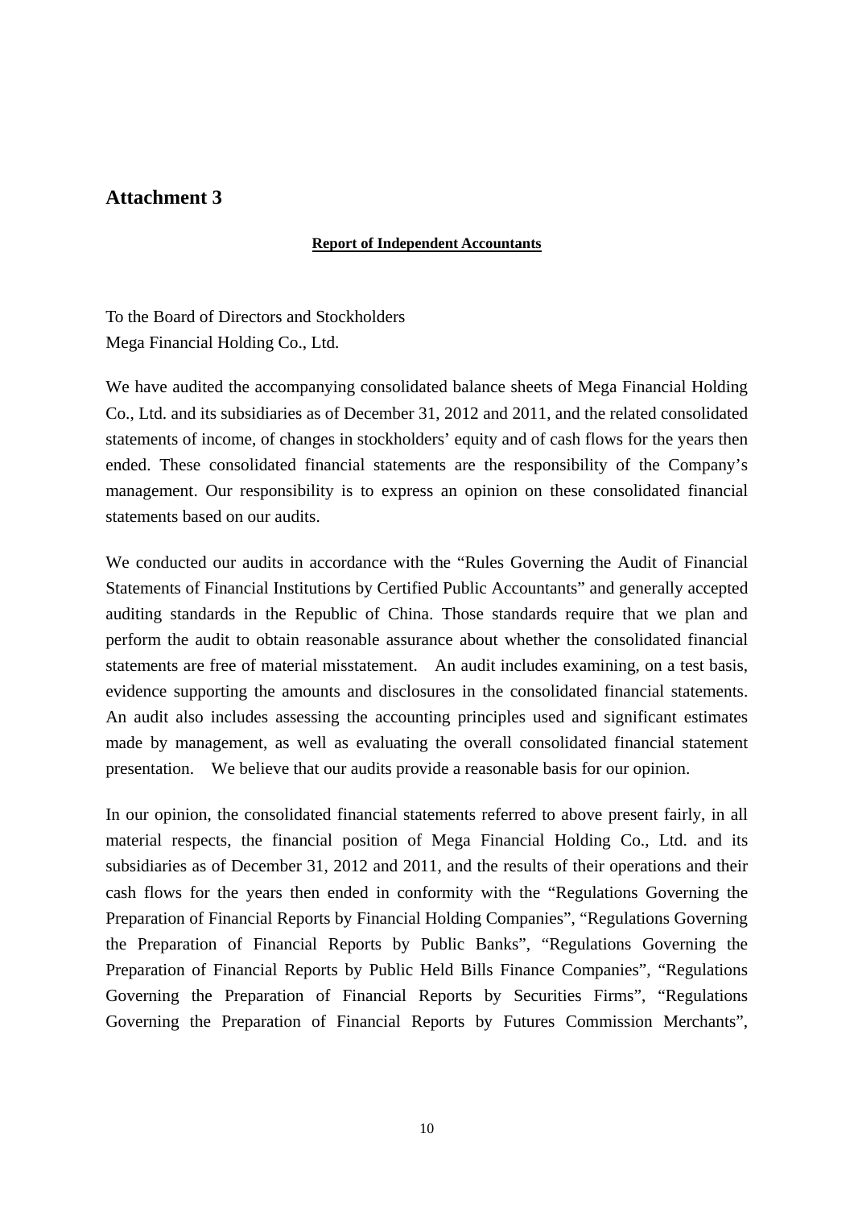# Attachment 3

**Report of Independent Accountants**

To the Board of Directors and Stockholders
Mega Financial Holding Co., Ltd.

We have audited the accompanying consolidated balance sheets of Mega Financial Holding Co., Ltd. and its subsidiaries as of December 31, 2012 and 2011, and the related consolidated statements of income, of changes in stockholders' equity and of cash flows for the years then ended. These consolidated financial statements are the responsibility of the Company's management. Our responsibility is to express an opinion on these consolidated financial statements based on our audits.

We conducted our audits in accordance with the "Rules Governing the Audit of Financial Statements of Financial Institutions by Certified Public Accountants" and generally accepted auditing standards in the Republic of China. Those standards require that we plan and perform the audit to obtain reasonable assurance about whether the consolidated financial statements are free of material misstatement. An audit includes examining, on a test basis, evidence supporting the amounts and disclosures in the consolidated financial statements. An audit also includes assessing the accounting principles used and significant estimates made by management, as well as evaluating the overall consolidated financial statement presentation. We believe that our audits provide a reasonable basis for our opinion.

In our opinion, the consolidated financial statements referred to above present fairly, in all material respects, the financial position of Mega Financial Holding Co., Ltd. and its subsidiaries as of December 31, 2012 and 2011, and the results of their operations and their cash flows for the years then ended in conformity with the "Regulations Governing the Preparation of Financial Reports by Financial Holding Companies", "Regulations Governing the Preparation of Financial Reports by Public Banks", "Regulations Governing the Preparation of Financial Reports by Public Held Bills Finance Companies", "Regulations Governing the Preparation of Financial Reports by Securities Firms", "Regulations Governing the Preparation of Financial Reports by Futures Commission Merchants",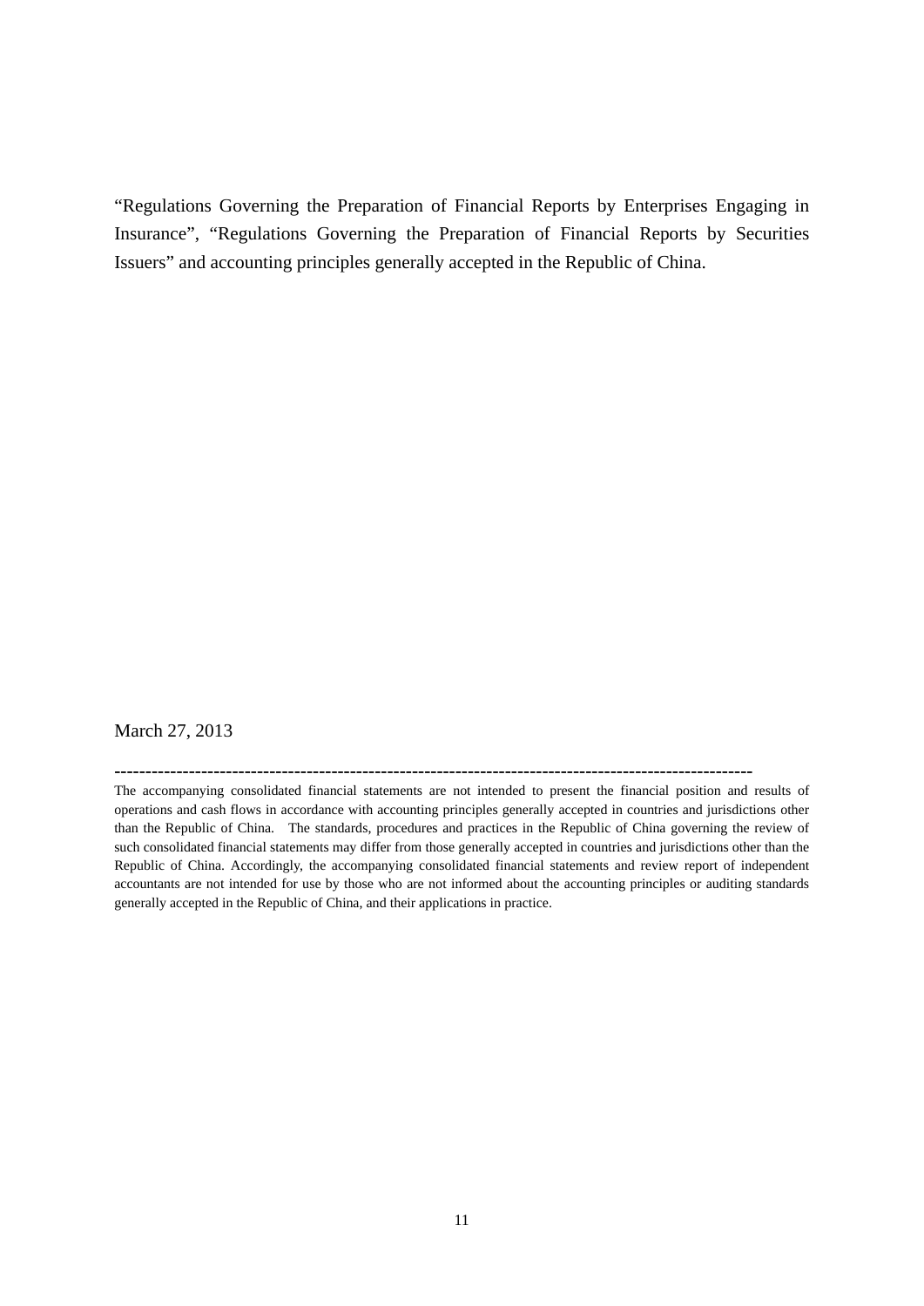"Regulations Governing the Preparation of Financial Reports by Enterprises Engaging in Insurance", "Regulations Governing the Preparation of Financial Reports by Securities Issuers" and accounting principles generally accepted in the Republic of China.

March 27, 2013

---

The accompanying consolidated financial statements are not intended to present the financial position and results of operations and cash flows in accordance with accounting principles generally accepted in countries and jurisdictions other than the Republic of China. The standards, procedures and practices in the Republic of China governing the review of such consolidated financial statements may differ from those generally accepted in countries and jurisdictions other than the Republic of China. Accordingly, the accompanying consolidated financial statements and review report of independent accountants are not intended for use by those who are not informed about the accounting principles or auditing standards generally accepted in the Republic of China, and their applications in practice.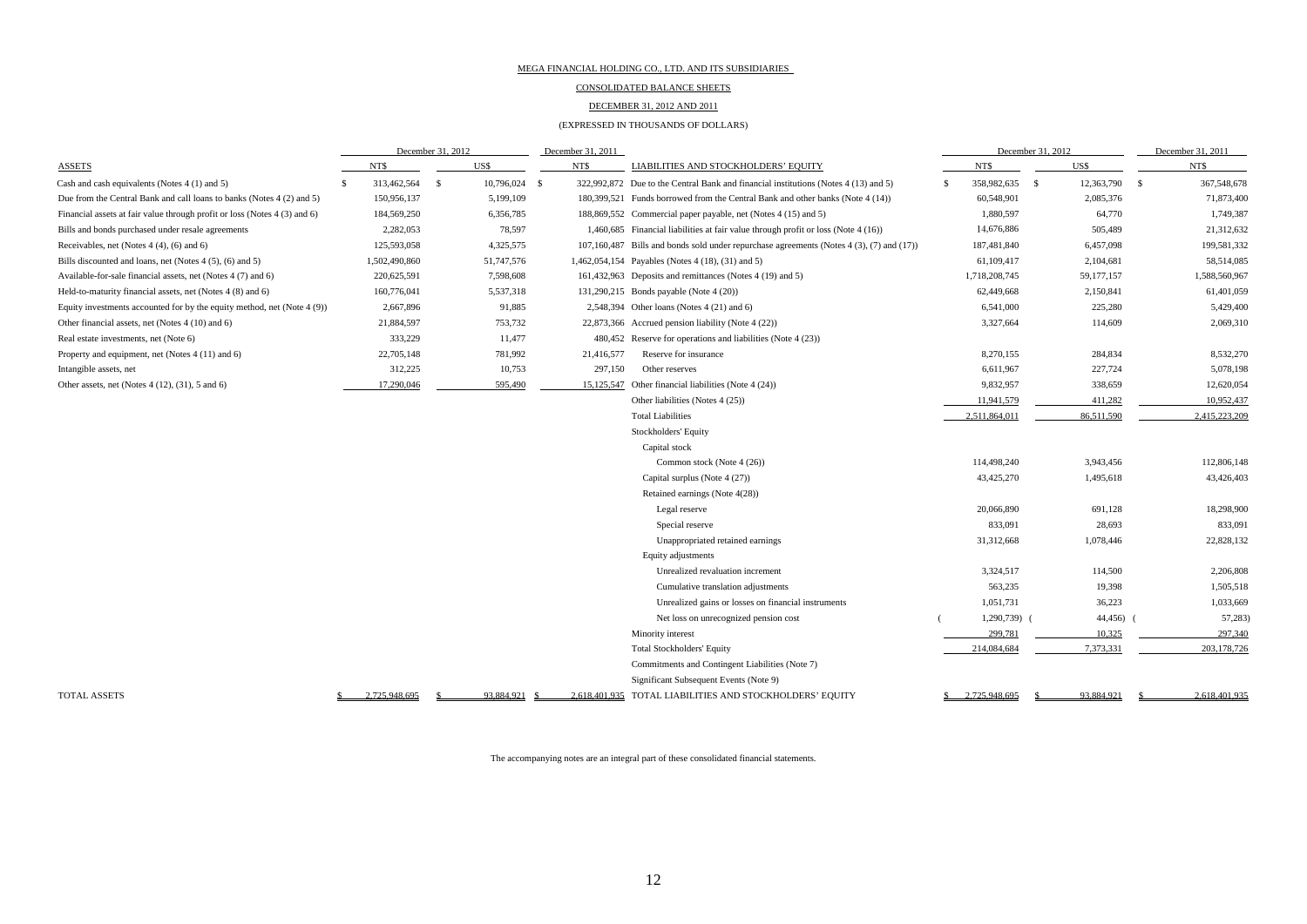MEGA FINANCIAL HOLDING CO., LTD. AND ITS SUBSIDIARIES

CONSOLIDATED BALANCE SHEETS

DECEMBER 31, 2012 AND 2011

(EXPRESSED IN THOUSANDS OF DOLLARS)

| ASSETS | December 31, 2012 NT$ | December 31, 2012 US$ | December 31, 2011 NT$ |
|---|---|---|---|
| Cash and cash equivalents (Notes 4 (1) and 5) | $ 313,462,564 | $ 10,796,024 | $ 322,992,872 |
| Due from the Central Bank and call loans to banks (Notes 4 (2) and 5) | 150,956,137 | 5,199,109 | 180,399,521 |
| Financial assets at fair value through profit or loss (Notes 4 (3) and 6) | 184,569,250 | 6,356,785 | 188,869,552 |
| Bills and bonds purchased under resale agreements | 2,282,053 | 78,597 | 1,460,685 |
| Receivables, net (Notes 4 (4), (6) and 6) | 125,593,058 | 4,325,575 | 107,160,487 |
| Bills discounted and loans, net (Notes 4 (5), (6) and 5) | 1,502,490,860 | 51,747,576 | 1,462,054,154 |
| Available-for-sale financial assets, net (Notes 4 (7) and 6) | 220,625,591 | 7,598,608 | 161,432,963 |
| Held-to-maturity financial assets, net (Notes 4 (8) and 6) | 160,776,041 | 5,537,318 | 131,290,215 |
| Equity investments accounted for by the equity method, net (Note 4 (9)) | 2,667,896 | 91,885 | 2,548,394 |
| Other financial assets, net (Notes 4 (10) and 6) | 21,884,597 | 753,732 | 22,873,366 |
| Real estate investments, net (Note 6) | 333,229 | 11,477 | 480,452 |
| Property and equipment, net (Notes 4 (11) and 6) | 22,705,148 | 781,992 | 21,416,577 |
| Intangible assets, net | 312,225 | 10,753 | 297,150 |
| Other assets, net (Notes 4 (12), (31), 5 and 6) | 17,290,046 | 595,490 | 15,125,547 |
| TOTAL ASSETS | $ 2,725,948,695 | $ 93,884,921 | $ 2,618,401,935 |

| LIABILITIES AND STOCKHOLDERS' EQUITY | December 31, 2012 NT$ | December 31, 2012 US$ | December 31, 2011 NT$ |
|---|---|---|---|
| Due to the Central Bank and financial institutions (Notes 4 (13) and 5) | $ 358,982,635 | $ 12,363,790 | $ 367,548,678 |
| Funds borrowed from the Central Bank and other banks (Note 4 (14)) | 60,548,901 | 2,085,376 | 71,873,400 |
| Commercial paper payable, net (Notes 4 (15) and 5) | 1,880,597 | 64,770 | 1,749,387 |
| Financial liabilities at fair value through profit or loss (Note 4 (16)) | 14,676,886 | 505,489 | 21,312,632 |
| Bills and bonds sold under repurchase agreements (Notes 4 (3), (7) and (17)) | 187,481,840 | 6,457,098 | 199,581,332 |
| Payables (Notes 4 (18), (31) and 5) | 61,109,417 | 2,104,681 | 58,514,085 |
| Deposits and remittances (Notes 4 (19) and 5) | 1,718,208,745 | 59,177,157 | 1,588,560,967 |
| Bonds payable (Note 4 (20)) | 62,449,668 | 2,150,841 | 61,401,059 |
| Other loans (Notes 4 (21) and 6) | 6,541,000 | 225,280 | 5,429,400 |
| Accrued pension liability (Note 4 (22)) | 3,327,664 | 114,609 | 2,069,310 |
| Reserve for operations and liabilities (Note 4 (23)) | | | |
| Reserve for insurance | 8,270,155 | 284,834 | 8,532,270 |
| Other reserves | 6,611,967 | 227,724 | 5,078,198 |
| Other financial liabilities (Note 4 (24)) | 9,832,957 | 338,659 | 12,620,054 |
| Other liabilities (Notes 4 (25)) | 11,941,579 | 411,282 | 10,952,437 |
| Total Liabilities | 2,511,864,011 | 86,511,590 | 2,415,223,209 |
| Stockholders' Equity | | | |
| Capital stock | | | |
| Common stock (Note 4 (26)) | 114,498,240 | 3,943,456 | 112,806,148 |
| Capital surplus (Note 4 (27)) | 43,425,270 | 1,495,618 | 43,426,403 |
| Retained earnings (Note 4(28)) | | | |
| Legal reserve | 20,066,890 | 691,128 | 18,298,900 |
| Special reserve | 833,091 | 28,693 | 833,091 |
| Unappropriated retained earnings | 31,312,668 | 1,078,446 | 22,828,132 |
| Equity adjustments | | | |
| Unrealized revaluation increment | 3,324,517 | 114,500 | 2,206,808 |
| Cumulative translation adjustments | 563,235 | 19,398 | 1,505,518 |
| Unrealized gains or losses on financial instruments | 1,051,731 | 36,223 | 1,033,669 |
| Net loss on unrecognized pension cost | ( 1,290,739) | ( 44,456) | ( 57,283) |
| Minority interest | 299,781 | 10,325 | 297,340 |
| Total Stockholders' Equity | 214,084,684 | 7,373,331 | 203,178,726 |
| Commitments and Contingent Liabilities (Note 7) | | | |
| Significant Subsequent Events (Note 9) | | | |
| TOTAL LIABILITIES AND STOCKHOLDERS' EQUITY | $ 2,725,948,695 | $ 93,884,921 | $ 2,618,401,935 |

The accompanying notes are an integral part of these consolidated financial statements.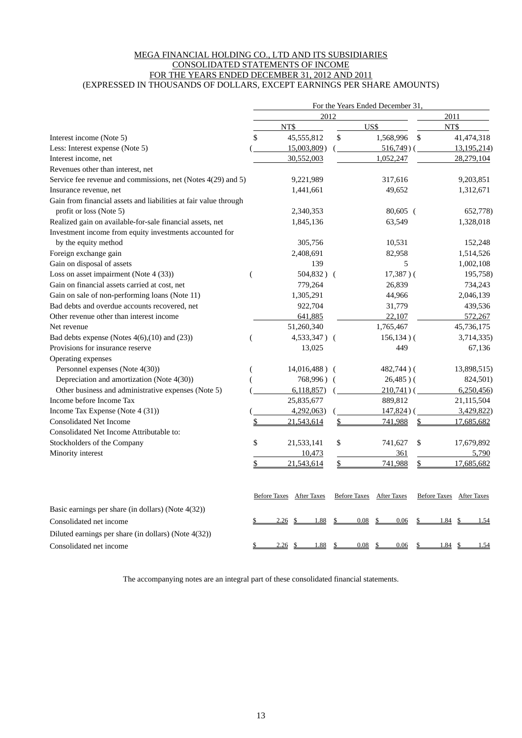MEGA FINANCIAL HOLDING CO., LTD AND ITS SUBSIDIARIES
CONSOLIDATED STATEMENTS OF INCOME
FOR THE YEARS ENDED DECEMBER 31, 2012 AND 2011
(EXPRESSED IN THOUSANDS OF DOLLARS, EXCEPT EARNINGS PER SHARE AMOUNTS)

| | For the Years Ended December 31, | | |
|---|---|---|---|
| | 2012 | | 2011 |
| | NT$ | US$ | NT$ |
| Interest income (Note 5) | $ 45,555,812 | $ 1,568,996 | $ 41,474,318 |
| Less: Interest expense (Note 5) | ( 15,003,809 ) | ( 516,749 ) | ( 13,195,214) |
| Interest income, net | 30,552,003 | 1,052,247 | 28,279,104 |
| Revenues other than interest, net | | | |
| Service fee revenue and commissions, net (Notes 4(29) and 5) | 9,221,989 | 317,616 | 9,203,851 |
| Insurance revenue, net | 1,441,661 | 49,652 | 1,312,671 |
| Gain from financial assets and liabilities at fair value through profit or loss (Note 5) | 2,340,353 | 80,605 | ( 652,778) |
| Realized gain on available-for-sale financial assets, net | 1,845,136 | 63,549 | 1,328,018 |
| Investment income from equity investments accounted for by the equity method | 305,756 | 10,531 | 152,248 |
| Foreign exchange gain | 2,408,691 | 82,958 | 1,514,526 |
| Gain on disposal of assets | 139 | 5 | 1,002,108 |
| Loss on asset impairment (Note 4 (33)) | ( 504,832 ) | ( 17,387 ) | ( 195,758) |
| Gain on financial assets carried at cost, net | 779,264 | 26,839 | 734,243 |
| Gain on sale of non-performing loans (Note 11) | 1,305,291 | 44,966 | 2,046,139 |
| Bad debts and overdue accounts recovered, net | 922,704 | 31,779 | 439,536 |
| Other revenue other than interest income | 641,885 | 22,107 | 572,267 |
| Net revenue | 51,260,340 | 1,765,467 | 45,736,175 |
| Bad debts expense (Notes 4(6),(10) and (23)) | ( 4,533,347 ) | ( 156,134 ) | ( 3,714,335) |
| Provisions for insurance reserve | 13,025 | 449 | 67,136 |
| Operating expenses | | | |
| Personnel expenses (Note 4(30)) | ( 14,016,488 ) | ( 482,744 ) | ( 13,898,515) |
| Depreciation and amortization (Note 4(30)) | ( 768,996 ) | ( 26,485 ) | ( 824,501) |
| Other business and administrative expenses (Note 5) | ( 6,118,857) | ( 210,741 ) | ( 6,250,456) |
| Income before Income Tax | 25,835,677 | 889,812 | 21,115,504 |
| Income Tax Expense (Note 4 (31)) | ( 4,292,063) | ( 147,824 ) | ( 3,429,822) |
| Consolidated Net Income | $ 21,543,614 | $ 741,988 | $ 17,685,682 |
| Consolidated Net Income Attributable to: | | | |
| Stockholders of the Company | $ 21,533,141 | $ 741,627 | $ 17,679,892 |
| Minority interest | 10,473 | 361 | 5,790 |
| | $ 21,543,614 | $ 741,988 | $ 17,685,682 |

| | Before Taxes | After Taxes | Before Taxes | After Taxes | Before Taxes | After Taxes |
|---|---|---|---|---|---|---|
| Basic earnings per share (in dollars) (Note 4(32)) | | | | | | |
| Consolidated net income | $ 2.26 | $ 1.88 | $ 0.08 | $ 0.06 | $ 1.84 | $ 1.54 |
| Diluted earnings per share (in dollars) (Note 4(32)) | | | | | | |
| Consolidated net income | $ 2.26 | $ 1.88 | $ 0.08 | $ 0.06 | $ 1.84 | $ 1.54 |

The accompanying notes are an integral part of these consolidated financial statements.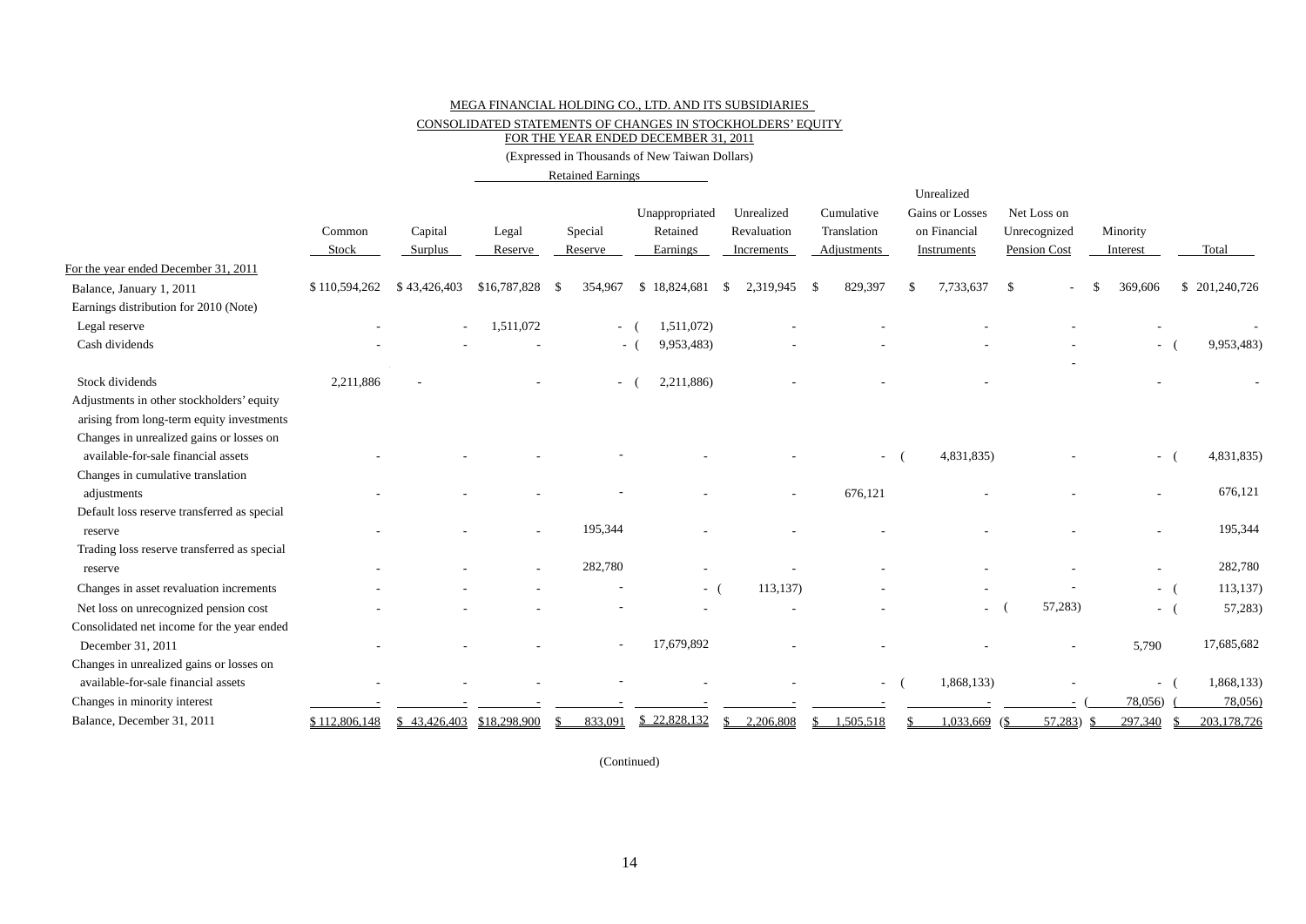MEGA FINANCIAL HOLDING CO., LTD. AND ITS SUBSIDIARIES

CONSOLIDATED STATEMENTS OF CHANGES IN STOCKHOLDERS' EQUITY

FOR THE YEAR ENDED DECEMBER 31, 2011

(Expressed in Thousands of New Taiwan Dollars)

| | Common Stock | Capital Surplus | Retained Earnings | | | Unrealized Revaluation Increments | Cumulative Translation Adjustments | Unrealized Gains or Losses on Financial Instruments | Net Loss on Unrecognized Pension Cost | Minority Interest | Total |
|---|---|---|---|---|---|---|---|---|---|---|---|
| | | | Legal Reserve | Special Reserve | Unappropriated Retained Earnings | | | | | | |
| For the year ended December 31, 2011 | | | | | | | | | | | |
| Balance, January 1, 2011 | $110,594,262 | $43,426,403 | $16,787,828 | $ 354,967 | $ 18,824,681 | $ 2,319,945 | $ 829,397 | $ 7,733,637 | $ - | $ 369,606 | $ 201,240,726 |
| Earnings distribution for 2010 (Note) | | | | | | | | | | | |
| Legal reserve | - | - | 1,511,072 | - | ( 1,511,072) | - | - | - | - | - | - |
| Cash dividends | - | - | - | - | ( 9,953,483) | - | - | - | - | - | ( 9,953,483) |
| Stock dividends | 2,211,886 | - | - | - | ( 2,211,886) | - | - | - | | - | - |
| Adjustments in other stockholders' equity arising from long-term equity investments | | | | | | | | | | | |
| Changes in unrealized gains or losses on available-for-sale financial assets | - | - | - | - | - | - | - | ( 4,831,835) | - | - | ( 4,831,835) |
| Changes in cumulative translation adjustments | - | - | - | - | - | - | 676,121 | - | - | - | 676,121 |
| Default loss reserve transferred as special reserve | - | - | - | 195,344 | - | - | - | - | - | - | 195,344 |
| Trading loss reserve transferred as special reserve | - | - | - | 282,780 | - | - | - | - | - | - | 282,780 |
| Changes in asset revaluation increments | - | - | - | - | - | ( 113,137) | - | - | - | - | ( 113,137) |
| Net loss on unrecognized pension cost | - | - | - | - | - | - | - | - | ( 57,283) | - | ( 57,283) |
| Consolidated net income for the year ended December 31, 2011 | - | - | - | - | 17,679,892 | - | - | - | - | 5,790 | 17,685,682 |
| Changes in unrealized gains or losses on available-for-sale financial assets | - | - | - | - | - | - | - | ( 1,868,133) | - | - | ( 1,868,133) |
| Changes in minority interest | - | - | - | - | - | - | - | - | - | ( 78,056) | ( 78,056) |
| Balance, December 31, 2011 | $112,806,148 | $ 43,426,403 | $18,298,900 | $ 833,091 | $ 22,828,132 | $ 2,206,808 | $ 1,505,518 | $ 1,033,669 | ($ 57,283) | $ 297,340 | $ 203,178,726 |

(Continued)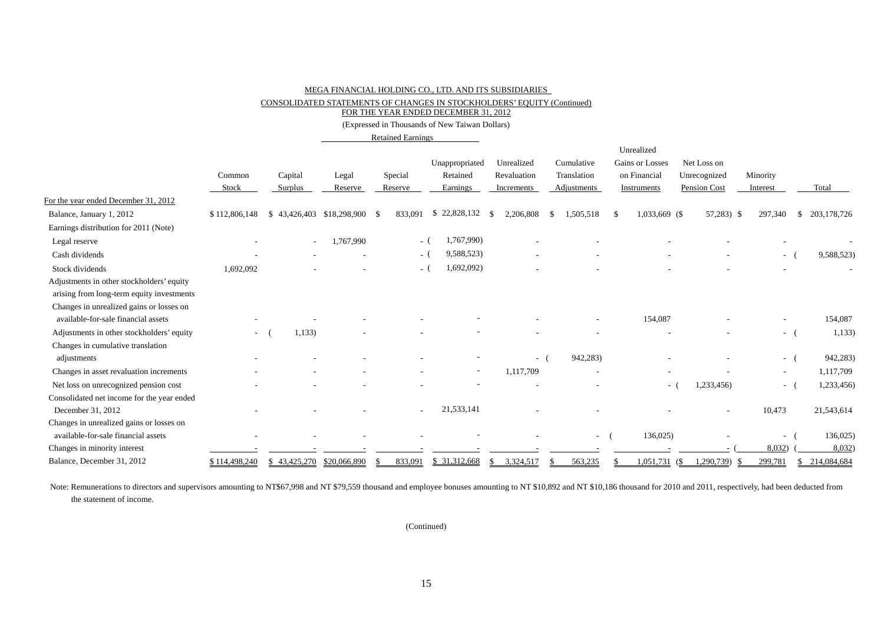MEGA FINANCIAL HOLDING CO., LTD. AND ITS SUBSIDIARIES

CONSOLIDATED STATEMENTS OF CHANGES IN STOCKHOLDERS' EQUITY (Continued)

FOR THE YEAR ENDED DECEMBER 31, 2012

(Expressed in Thousands of New Taiwan Dollars)

| | Common Stock | Capital Surplus | Retained Earnings | | | Unrealized Revaluation Increments | Cumulative Translation Adjustments | Unrealized Gains or Losses on Financial Instruments | Net Loss on Unrecognized Pension Cost | Minority Interest | Total |
|---|---|---|---|---|---|---|---|---|---|---|---|
| | | | Legal Reserve | Special Reserve | Unappropriated Retained Earnings | | | | | | |
| For the year ended December 31, 2012 | | | | | | | | | | | |
| Balance, January 1, 2012 | $ 112,806,148 | $ 43,426,403 | $18,298,900 | $ 833,091 | $ 22,828,132 | $ 2,206,808 | $ 1,505,518 | $ 1,033,669 | ($ 57,283) | $ 297,340 | $ 203,178,726 |
| Earnings distribution for 2011 (Note) | | | | | | | | | | | |
| Legal reserve | - | - | 1,767,990 | - | ( 1,767,990) | - | - | - | - | - | - |
| Cash dividends | - | - | - | - | ( 9,588,523) | - | - | - | - | - | ( 9,588,523) |
| Stock dividends | 1,692,092 | - | - | - | ( 1,692,092) | - | - | - | - | - | - |
| Adjustments in other stockholders' equity arising from long-term equity investments | | | | | | | | | | | |
| Changes in unrealized gains or losses on available-for-sale financial assets | - | - | - | - | - | - | - | 154,087 | - | - | 154,087 |
| Adjustments in other stockholders' equity | - | ( 1,133) | - | - | - | - | - | - | - | - | ( 1,133) |
| Changes in cumulative translation adjustments | - | - | - | - | - | - | ( 942,283) | - | - | - | ( 942,283) |
| Changes in asset revaluation increments | - | - | - | - | - | 1,117,709 | - | - | - | - | 1,117,709 |
| Net loss on unrecognized pension cost | - | - | - | - | - | - | - | - | ( 1,233,456) | - | ( 1,233,456) |
| Consolidated net income for the year ended December 31, 2012 | - | - | - | - | 21,533,141 | - | - | - | - | 10,473 | 21,543,614 |
| Changes in unrealized gains or losses on available-for-sale financial assets | - | - | - | - | - | - | - | ( 136,025) | - | - | ( 136,025) |
| Changes in minority interest | - | - | - | - | - | - | - | - | - | ( 8,032) | ( 8,032) |
| Balance, December 31, 2012 | $ 114,498,240 | $ 43,425,270 | $20,066,890 | $ 833,091 | $ 31,312,668 | $ 3,324,517 | $ 563,235 | $ 1,051,731 | ($ 1,290,739) | $ 299,781 | $ 214,084,684 |

Note: Remunerations to directors and supervisors amounting to NT$67,998 and NT $79,559 thousand and employee bonuses amounting to NT $10,892 and NT $10,186 thousand for 2010 and 2011, respectively, had been deducted from the statement of income.

(Continued)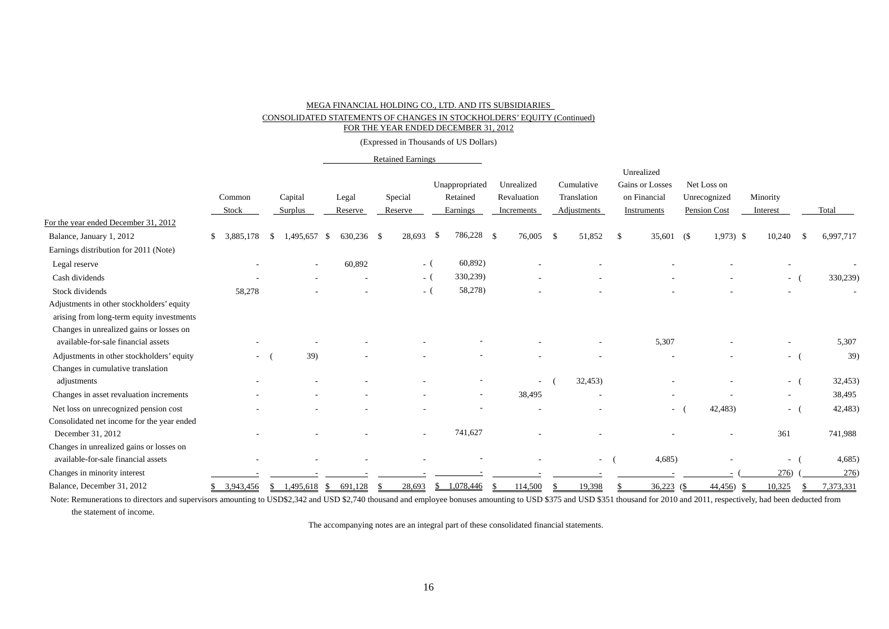MEGA FINANCIAL HOLDING CO., LTD. AND ITS SUBSIDIARIES

CONSOLIDATED STATEMENTS OF CHANGES IN STOCKHOLDERS' EQUITY (Continued)

FOR THE YEAR ENDED DECEMBER 31, 2012

(Expressed in Thousands of US Dollars)

| | Common Stock | Capital Surplus | Retained Earnings | | | Unrealized Revaluation Increments | Cumulative Translation Adjustments | Unrealized Gains or Losses on Financial Instruments | Net Loss on Unrecognized Pension Cost | Minority Interest | Total |
|---|---|---|---|---|---|---|---|---|---|---|---|
| | | | Legal Reserve | Special Reserve | Unappropriated Retained Earnings | | | | | | |
| For the year ended December 31, 2012 | | | | | | | | | | | |
| Balance, January 1, 2012 | $ 3,885,178 | $ 1,495,657 | $ 630,236 | $ 28,693 | $ 786,228 | $ 76,005 | $ 51,852 | $ 35,601 | ($ 1,973) | $ 10,240 | $ 6,997,717 |
| Earnings distribution for 2011 (Note) | | | | | | | | | | | |
| Legal reserve | - | - | 60,892 | - | ( 60,892) | - | - | - | - | - | - |
| Cash dividends | - | - | - | - | ( 330,239) | - | - | - | - | - | ( 330,239) |
| Stock dividends | 58,278 | - | - | - | ( 58,278) | - | - | - | - | - | - |
| Adjustments in other stockholders' equity arising from long-term equity investments | | | | | | | | | | | |
| Changes in unrealized gains or losses on available-for-sale financial assets | - | - | - | - | - | - | - | 5,307 | - | - | 5,307 |
| Adjustments in other stockholders' equity | - | ( 39) | - | - | - | - | - | - | - | - | ( 39) |
| Changes in cumulative translation adjustments | - | - | - | - | - | - | ( 32,453) | - | - | - | ( 32,453) |
| Changes in asset revaluation increments | - | - | - | - | - | 38,495 | - | - | - | - | 38,495 |
| Net loss on unrecognized pension cost | - | - | - | - | - | - | - | - | ( 42,483) | - | ( 42,483) |
| Consolidated net income for the year ended December 31, 2012 | - | - | - | - | 741,627 | - | - | - | - | 361 | 741,988 |
| Changes in unrealized gains or losses on available-for-sale financial assets | - | - | - | - | - | - | - | ( 4,685) | - | - | ( 4,685) |
| Changes in minority interest | - | - | - | - | - | - | - | - | - | ( 276) | ( 276) |
| Balance, December 31, 2012 | $ 3,943,456 | $ 1,495,618 | $ 691,128 | $ 28,693 | $ 1,078,446 | $ 114,500 | $ 19,398 | $ 36,223 | ($ 44,456) | $ 10,325 | $ 7,373,331 |

Note: Remunerations to directors and supervisors amounting to USD$2,342 and USD $2,740 thousand and employee bonuses amounting to USD $375 and USD $351 thousand for 2010 and 2011, respectively, had been deducted from the statement of income.

The accompanying notes are an integral part of these consolidated financial statements.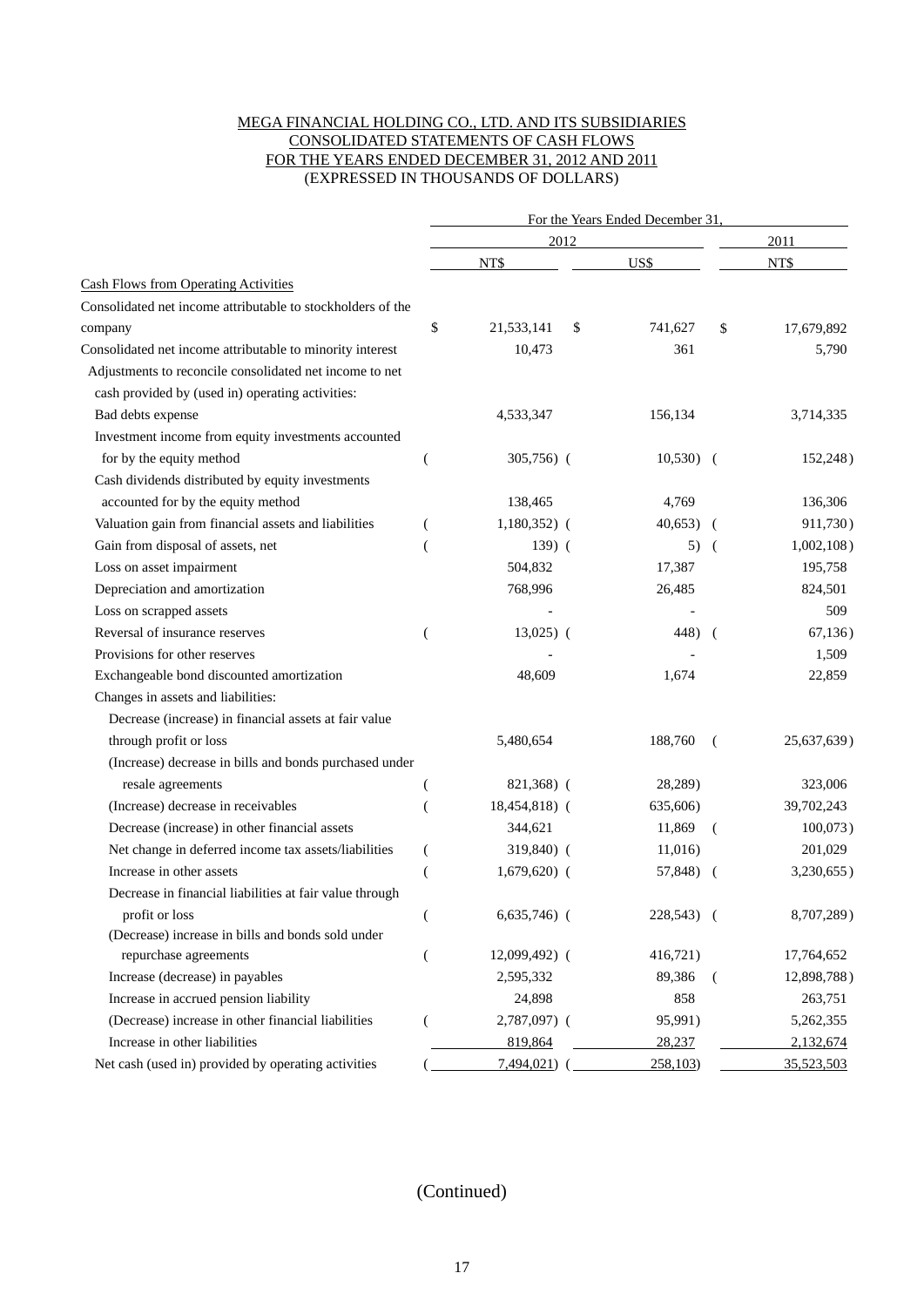MEGA FINANCIAL HOLDING CO., LTD. AND ITS SUBSIDIARIES
CONSOLIDATED STATEMENTS OF CASH FLOWS
FOR THE YEARS ENDED DECEMBER 31, 2012 AND 2011
(EXPRESSED IN THOUSANDS OF DOLLARS)

| | For the Years Ended December 31, | | |
|---|---|---|---|
| | 2012 | | 2011 |
| | NT$ | US$ | NT$ |
| **Cash Flows from Operating Activities** | | | |
| Consolidated net income attributable to stockholders of the company | $ 21,533,141 | $ 741,627 | $ 17,679,892 |
| Consolidated net income attributable to minority interest | 10,473 | 361 | 5,790 |
| Adjustments to reconcile consolidated net income to net cash provided by (used in) operating activities: | | | |
| Bad debts expense | 4,533,347 | 156,134 | 3,714,335 |
| Investment income from equity investments accounted for by the equity method | (305,756) | (10,530) | (152,248) |
| Cash dividends distributed by equity investments accounted for by the equity method | 138,465 | 4,769 | 136,306 |
| Valuation gain from financial assets and liabilities | (1,180,352) | (40,653) | (911,730) |
| Gain from disposal of assets, net | (139) | (5) | (1,002,108) |
| Loss on asset impairment | 504,832 | 17,387 | 195,758 |
| Depreciation and amortization | 768,996 | 26,485 | 824,501 |
| Loss on scrapped assets | - | - | 509 |
| Reversal of insurance reserves | (13,025) | (448) | (67,136) |
| Provisions for other reserves | - | - | 1,509 |
| Exchangeable bond discounted amortization | 48,609 | 1,674 | 22,859 |
| Changes in assets and liabilities: | | | |
| Decrease (increase) in financial assets at fair value through profit or loss | 5,480,654 | 188,760 | (25,637,639) |
| (Increase) decrease in bills and bonds purchased under resale agreements | (821,368) | (28,289) | 323,006 |
| (Increase) decrease in receivables | (18,454,818) | (635,606) | 39,702,243 |
| Decrease (increase) in other financial assets | 344,621 | 11,869 | (100,073) |
| Net change in deferred income tax assets/liabilities | (319,840) | (11,016) | 201,029 |
| Increase in other assets | (1,679,620) | (57,848) | (3,230,655) |
| Decrease in financial liabilities at fair value through profit or loss | (6,635,746) | (228,543) | (8,707,289) |
| (Decrease) increase in bills and bonds sold under repurchase agreements | (12,099,492) | (416,721) | 17,764,652 |
| Increase (decrease) in payables | 2,595,332 | 89,386 | (12,898,788) |
| Increase in accrued pension liability | 24,898 | 858 | 263,751 |
| (Decrease) increase in other financial liabilities | (2,787,097) | (95,991) | 5,262,355 |
| Increase in other liabilities | 819,864 | 28,237 | 2,132,674 |
| Net cash (used in) provided by operating activities | (7,494,021) | (258,103) | 35,523,503 |

(Continued)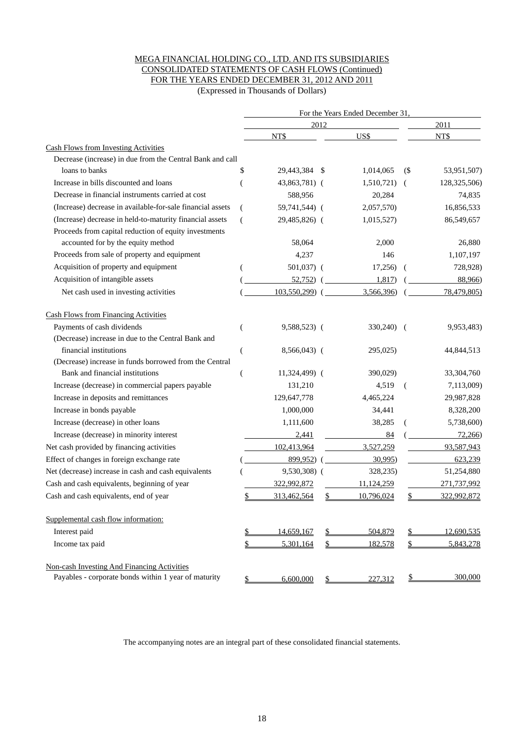MEGA FINANCIAL HOLDING CO., LTD. AND ITS SUBSIDIARIES
CONSOLIDATED STATEMENTS OF CASH FLOWS (Continued)
FOR THE YEARS ENDED DECEMBER 31, 2012 AND 2011
(Expressed in Thousands of Dollars)

| | For the Years Ended December 31, | | |
|---|---|---|---|
| | 2012 | | 2011 |
| | NT$ | US$ | NT$ |
| **Cash Flows from Investing Activities** | | | |
| Decrease (increase) in due from the Central Bank and call loans to banks | $ 29,443,384 | $ 1,014,065 | ($ 53,951,507) |
| Increase in bills discounted and loans | ( 43,863,781) | ( 1,510,721) | ( 128,325,506) |
| Decrease in financial instruments carried at cost | 588,956 | 20,284 | 74,835 |
| (Increase) decrease in available-for-sale financial assets | ( 59,741,544) | ( 2,057,570) | 16,856,533 |
| (Increase) decrease in held-to-maturity financial assets | ( 29,485,826) | ( 1,015,527) | 86,549,657 |
| Proceeds from capital reduction of equity investments accounted for by the equity method | 58,064 | 2,000 | 26,880 |
| Proceeds from sale of property and equipment | 4,237 | 146 | 1,107,197 |
| Acquisition of property and equipment | ( 501,037) | ( 17,256) | ( 728,928) |
| Acquisition of intangible assets | ( 52,752) | ( 1,817) | ( 88,966) |
| Net cash used in investing activities | ( 103,550,299) | ( 3,566,396) | ( 78,479,805) |
| **Cash Flows from Financing Activities** | | | |
| Payments of cash dividends | ( 9,588,523) | ( 330,240) | ( 9,953,483) |
| (Decrease) increase in due to the Central Bank and financial institutions | ( 8,566,043) | ( 295,025) | 44,844,513 |
| (Decrease) increase in funds borrowed from the Central Bank and financial institutions | ( 11,324,499) | ( 390,029) | 33,304,760 |
| Increase (decrease) in commercial papers payable | 131,210 | 4,519 | ( 7,113,009) |
| Increase in deposits and remittances | 129,647,778 | 4,465,224 | 29,987,828 |
| Increase in bonds payable | 1,000,000 | 34,441 | 8,328,200 |
| Increase (decrease) in other loans | 1,111,600 | 38,285 | ( 5,738,600) |
| Increase (decrease) in minority interest | 2,441 | 84 | ( 72,266) |
| Net cash provided by financing activities | 102,413,964 | 3,527,259 | 93,587,943 |
| Effect of changes in foreign exchange rate | ( 899,952) | ( 30,995) | 623,239 |
| Net (decrease) increase in cash and cash equivalents | ( 9,530,308) | ( 328,235) | 51,254,880 |
| Cash and cash equivalents, beginning of year | 322,992,872 | 11,124,259 | 271,737,992 |
| Cash and cash equivalents, end of year | $ 313,462,564 | $ 10,796,024 | $ 322,992,872 |
| **Supplemental cash flow information:** | | | |
| Interest paid | $ 14,659,167 | $ 504,879 | $ 12,690,535 |
| Income tax paid | $ 5,301,164 | $ 182,578 | $ 5,843,278 |
| **Non-cash Investing And Financing Activities** | | | |
| Payables - corporate bonds within 1 year of maturity | $ 6,600,000 | $ 227,312 | $ 300,000 |

The accompanying notes are an integral part of these consolidated financial statements.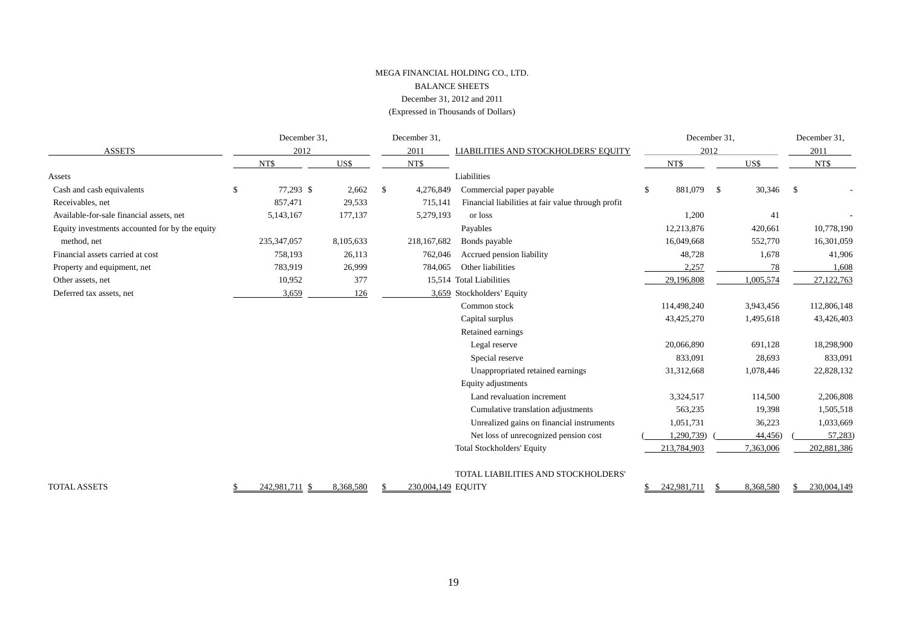MEGA FINANCIAL HOLDING CO., LTD.

BALANCE SHEETS

December 31, 2012 and 2011

(Expressed in Thousands of Dollars)

| ASSETS | December 31, 2012 NT$ | December 31, 2012 US$ | December 31, 2011 NT$ |
|---|---|---|---|
| **Assets** | | | |
| Cash and cash equivalents | $ 77,293 | $ 2,662 | $ 4,276,849 |
| Receivables, net | 857,471 | 29,533 | 715,141 |
| Available-for-sale financial assets, net | 5,143,167 | 177,137 | 5,279,193 |
| Equity investments accounted for by the equity method, net | 235,347,057 | 8,105,633 | 218,167,682 |
| Financial assets carried at cost | 758,193 | 26,113 | 762,046 |
| Property and equipment, net | 783,919 | 26,999 | 784,065 |
| Other assets, net | 10,952 | 377 | 15,514 |
| Deferred tax assets, net | 3,659 | 126 | 3,659 |
| TOTAL ASSETS | $ 242,981,711 | $ 8,368,580 | $ 230,004,149 |

| LIABILITIES AND STOCKHOLDERS' EQUITY | December 31, 2012 NT$ | December 31, 2012 US$ | December 31, 2011 NT$ |
|---|---|---|---|
| **Liabilities** | | | |
| Commercial paper payable | $ 881,079 | $ 30,346 | $ - |
| Financial liabilities at fair value through profit or loss | 1,200 | 41 | - |
| Payables | 12,213,876 | 420,661 | 10,778,190 |
| Bonds payable | 16,049,668 | 552,770 | 16,301,059 |
| Accrued pension liability | 48,728 | 1,678 | 41,906 |
| Other liabilities | 2,257 | 78 | 1,608 |
| Total Liabilities | 29,196,808 | 1,005,574 | 27,122,763 |
| **Stockholders' Equity** | | | |
| Common stock | 114,498,240 | 3,943,456 | 112,806,148 |
| Capital surplus | 43,425,270 | 1,495,618 | 43,426,403 |
| Retained earnings | | | |
| Legal reserve | 20,066,890 | 691,128 | 18,298,900 |
| Special reserve | 833,091 | 28,693 | 833,091 |
| Unappropriated retained earnings | 31,312,668 | 1,078,446 | 22,828,132 |
| Equity adjustments | | | |
| Land revaluation increment | 3,324,517 | 114,500 | 2,206,808 |
| Cumulative translation adjustments | 563,235 | 19,398 | 1,505,518 |
| Unrealized gains on financial instruments | 1,051,731 | 36,223 | 1,033,669 |
| Net loss of unrecognized pension cost | ( 1,290,739) | ( 44,456) | ( 57,283) |
| Total Stockholders' Equity | 213,784,903 | 7,363,006 | 202,881,386 |
| TOTAL LIABILITIES AND STOCKHOLDERS' EQUITY | $ 242,981,711 | $ 8,368,580 | $ 230,004,149 |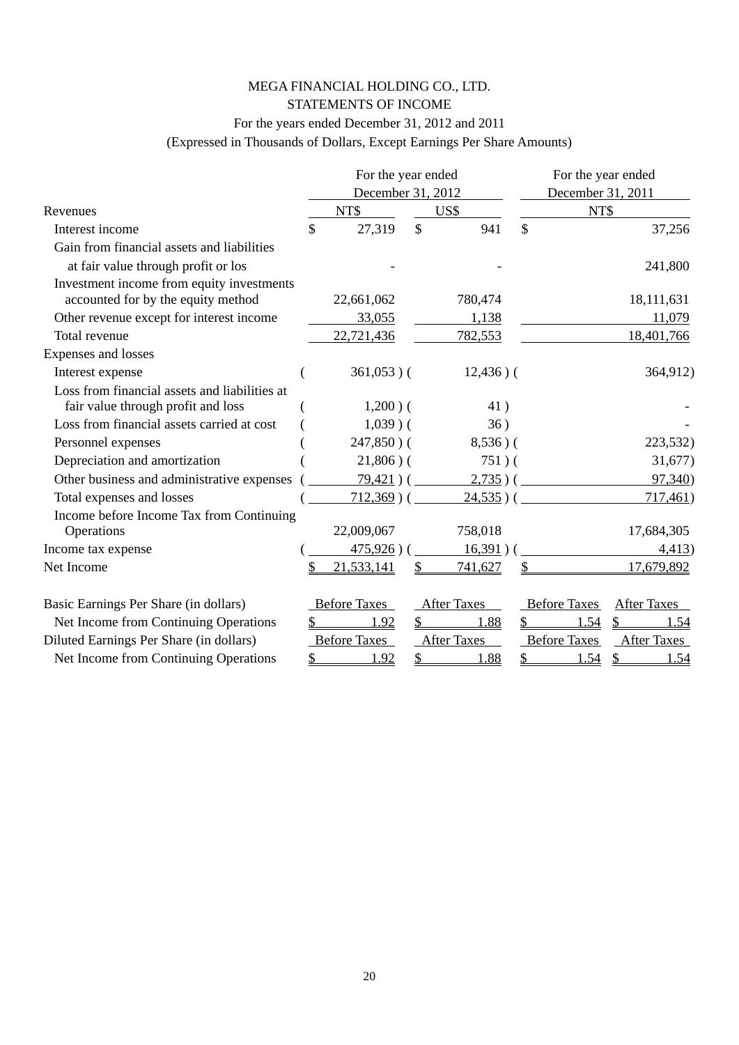# MEGA FINANCIAL HOLDING CO., LTD.

## STATEMENTS OF INCOME

For the years ended December 31, 2012 and 2011

(Expressed in Thousands of Dollars, Except Earnings Per Share Amounts)

| | For the year ended December 31, 2012 | | For the year ended December 31, 2011 |
|---|---|---|---|
| Revenues | NT$ | US$ | NT$ |
| Interest income | $ 27,319 | $ 941 | $ 37,256 |
| Gain from financial assets and liabilities at fair value through profit or los | - | - | 241,800 |
| Investment income from equity investments accounted for by the equity method | 22,661,062 | 780,474 | 18,111,631 |
| Other revenue except for interest income | 33,055 | 1,138 | 11,079 |
| Total revenue | 22,721,436 | 782,553 | 18,401,766 |
| Expenses and losses | | | |
| Interest expense | ( 361,053 ) | ( 12,436 ) | ( 364,912) |
| Loss from financial assets and liabilities at fair value through profit and loss | ( 1,200 ) | ( 41 ) | - |
| Loss from financial assets carried at cost | ( 1,039 ) | ( 36 ) | - |
| Personnel expenses | ( 247,850 ) | ( 8,536 ) | ( 223,532) |
| Depreciation and amortization | ( 21,806 ) | ( 751 ) | ( 31,677) |
| Other business and administrative expenses | ( 79,421 ) | ( 2,735 ) | ( 97,340) |
| Total expenses and losses | ( 712,369 ) | ( 24,535 ) | ( 717,461) |
| Income before Income Tax from Continuing Operations | 22,009,067 | 758,018 | 17,684,305 |
| Income tax expense | ( 475,926 ) | ( 16,391 ) | ( 4,413) |
| Net Income | $ 21,533,141 | $ 741,627 | $ 17,679,892 |

| | 2012 Before Taxes | 2012 After Taxes | 2011 Before Taxes | 2011 After Taxes |
|---|---|---|---|---|
| Basic Earnings Per Share (in dollars) | Before Taxes | After Taxes | Before Taxes | After Taxes |
| Net Income from Continuing Operations | $ 1.92 | $ 1.88 | $ 1.54 | $ 1.54 |
| Diluted Earnings Per Share (in dollars) | Before Taxes | After Taxes | Before Taxes | After Taxes |
| Net Income from Continuing Operations | $ 1.92 | $ 1.88 | $ 1.54 | $ 1.54 |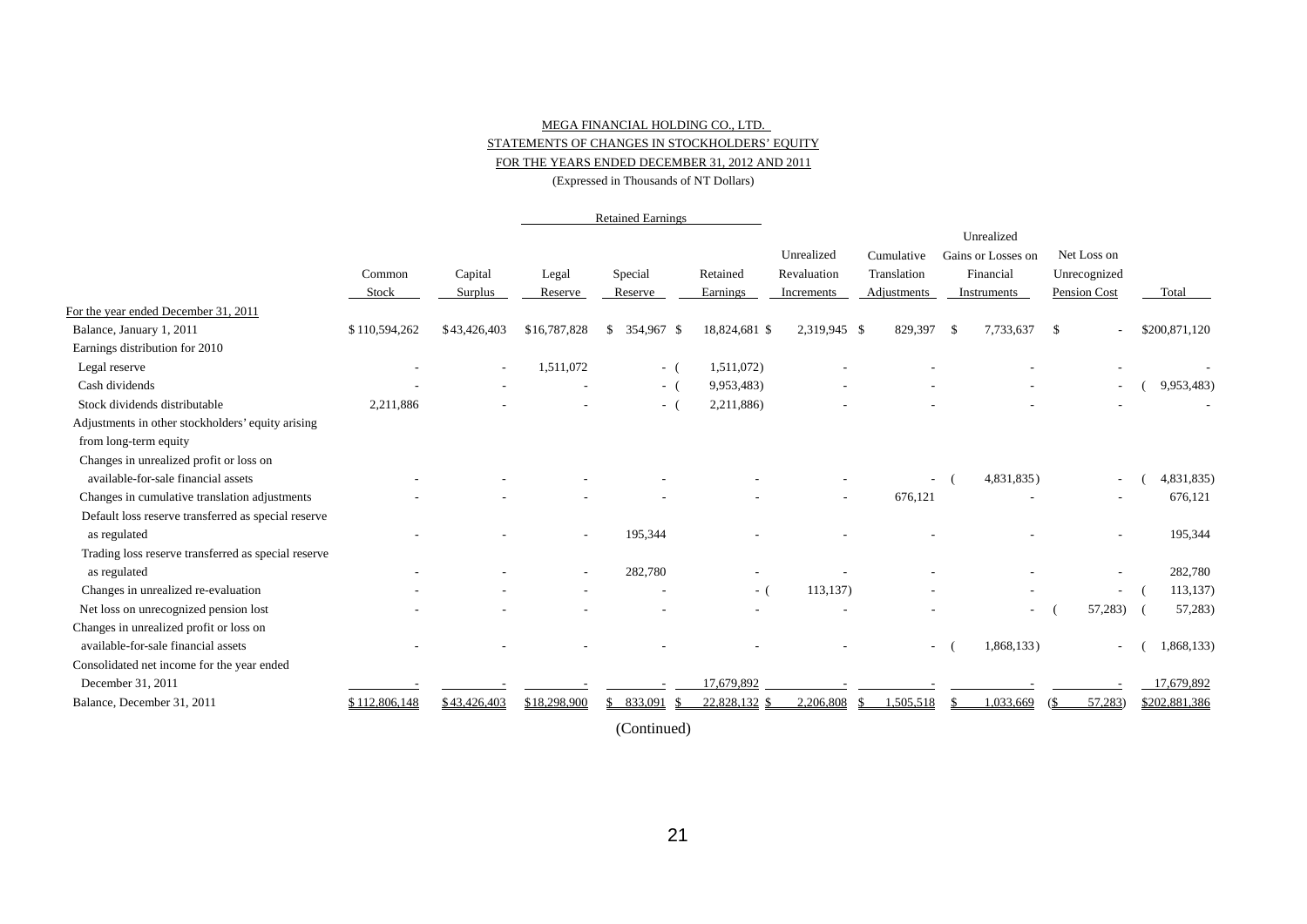MEGA FINANCIAL HOLDING CO., LTD.

STATEMENTS OF CHANGES IN STOCKHOLDERS' EQUITY

FOR THE YEARS ENDED DECEMBER 31, 2012 AND 2011

(Expressed in Thousands of NT Dollars)

| | Common Stock | Capital Surplus | Retained Earnings Legal Reserve | Special Reserve | Retained Earnings | Unrealized Revaluation Increments | Cumulative Translation Adjustments | Unrealized Gains or Losses on Financial Instruments | Net Loss on Unrecognized Pension Cost | Total |
|---|---|---|---|---|---|---|---|---|---|---|
| For the year ended December 31, 2011 | | | | | | | | | | |
| Balance, January 1, 2011 | $ 110,594,262 | $ 43,426,403 | $ 16,787,828 | $ 354,967 | $ 18,824,681 | $ 2,319,945 | $ 829,397 | $ 7,733,637 | $ - | $ 200,871,120 |
| Earnings distribution for 2010 | | | | | | | | | | |
| Legal reserve | - | - | 1,511,072 | - | ( 1,511,072) | - | - | - | - | - |
| Cash dividends | - | - | - | - | ( 9,953,483) | - | - | - | - | ( 9,953,483) |
| Stock dividends distributable | 2,211,886 | - | - | - | ( 2,211,886) | - | - | - | - | - |
| Adjustments in other stockholders' equity arising from long-term equity | | | | | | | | | | |
| Changes in unrealized profit or loss on available-for-sale financial assets | - | - | - | - | - | - | - | ( 4,831,835) | - | ( 4,831,835) |
| Changes in cumulative translation adjustments | - | - | - | - | - | - | 676,121 | - | - | 676,121 |
| Default loss reserve transferred as special reserve as regulated | - | - | - | 195,344 | - | - | - | - | - | 195,344 |
| Trading loss reserve transferred as special reserve as regulated | - | - | - | 282,780 | - | - | - | - | - | 282,780 |
| Changes in unrealized re-evaluation | - | - | - | - | - | ( 113,137) | - | - | - | ( 113,137) |
| Net loss on unrecognized pension lost | - | - | - | - | - | - | - | - | ( 57,283) | ( 57,283) |
| Changes in unrealized profit or loss on available-for-sale financial assets | - | - | - | - | - | - | - | ( 1,868,133) | - | ( 1,868,133) |
| Consolidated net income for the year ended December 31, 2011 | - | - | - | - | 17,679,892 | - | - | - | - | 17,679,892 |
| Balance, December 31, 2011 | $ 112,806,148 | $ 43,426,403 | $ 18,298,900 | $ 833,091 | $ 22,828,132 | $ 2,206,808 | $ 1,505,518 | $ 1,033,669 | ($ 57,283) | $ 202,881,386 |

(Continued)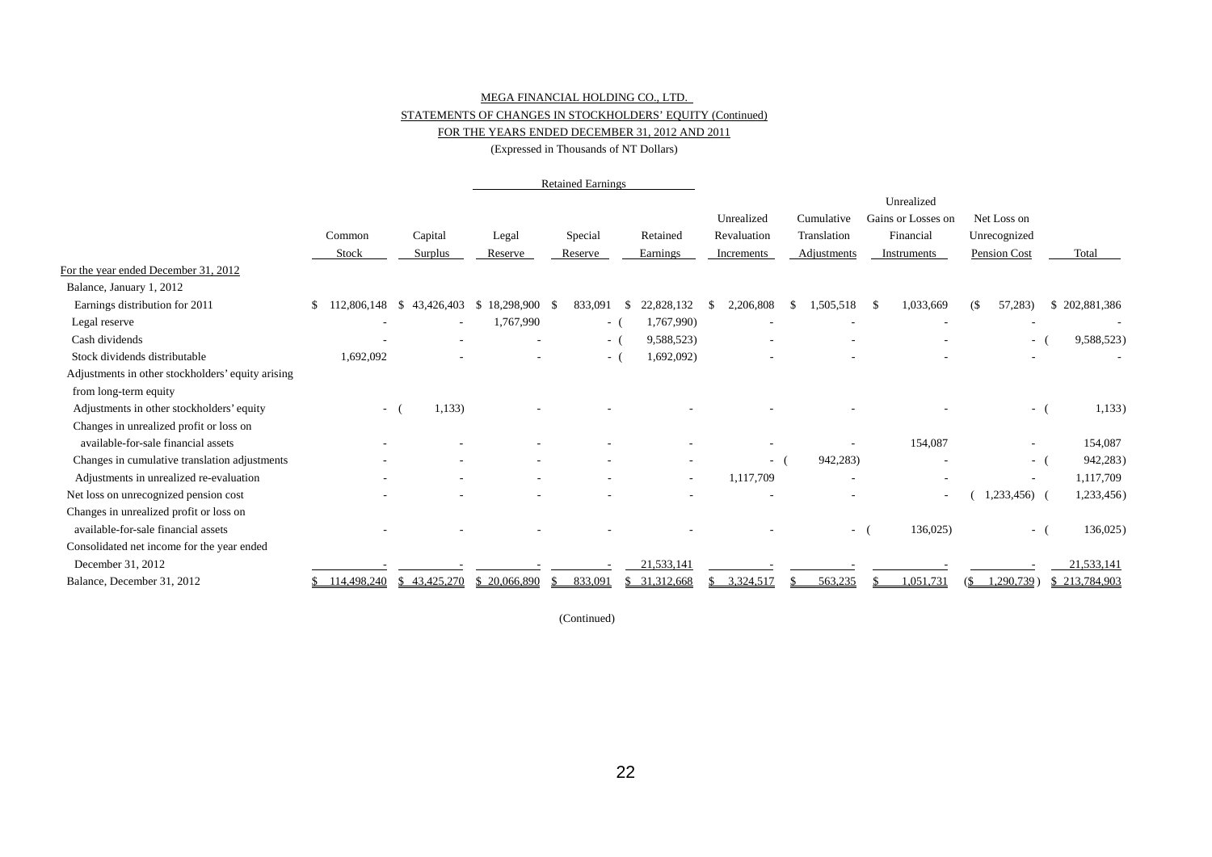MEGA FINANCIAL HOLDING CO., LTD.

STATEMENTS OF CHANGES IN STOCKHOLDERS' EQUITY (Continued)

FOR THE YEARS ENDED DECEMBER 31, 2012 AND 2011

(Expressed in Thousands of NT Dollars)

| | Common Stock | Capital Surplus | Retained Earnings | | | Unrealized Revaluation Increments | Cumulative Translation Adjustments | Unrealized Gains or Losses on Financial Instruments | Net Loss on Unrecognized Pension Cost | Total |
|---|---|---|---|---|---|---|---|---|---|---|
| | | | Legal Reserve | Special Reserve | Retained Earnings | | | | | |
| For the year ended December 31, 2012 | | | | | | | | | | |
| Balance, January 1, 2012 | | | | | | | | | | |
| Earnings distribution for 2011 | $ 112,806,148 | $ 43,426,403 | $ 18,298,900 | $ 833,091 | $ 22,828,132 | $ 2,206,808 | $ 1,505,518 | $ 1,033,669 | ($ 57,283) | $ 202,881,386 |
| Legal reserve | - | - | 1,767,990 | - | ( 1,767,990) | - | - | - | - | - |
| Cash dividends | - | - | - | - | ( 9,588,523) | - | - | - | - | ( 9,588,523) |
| Stock dividends distributable | 1,692,092 | - | - | - | ( 1,692,092) | - | - | - | - | - |
| Adjustments in other stockholders' equity arising from long-term equity | | | | | | | | | | |
| Adjustments in other stockholders' equity | - | ( 1,133) | - | - | - | - | - | - | - | ( 1,133) |
| Changes in unrealized profit or loss on available-for-sale financial assets | - | - | - | - | - | - | - | 154,087 | - | 154,087 |
| Changes in cumulative translation adjustments | - | - | - | - | - | - | ( 942,283) | - | - | ( 942,283) |
| Adjustments in unrealized re-evaluation | - | - | - | - | - | 1,117,709 | - | - | - | 1,117,709 |
| Net loss on unrecognized pension cost | - | - | - | - | - | - | - | - | ( 1,233,456) | ( 1,233,456) |
| Changes in unrealized profit or loss on available-for-sale financial assets | - | - | - | - | - | - | - | ( 136,025) | - | ( 136,025) |
| Consolidated net income for the year ended December 31, 2012 | - | - | - | - | 21,533,141 | - | - | - | - | 21,533,141 |
| Balance, December 31, 2012 | $ 114,498,240 | $ 43,425,270 | $ 20,066,890 | $ 833,091 | $ 31,312,668 | $ 3,324,517 | $ 563,235 | $ 1,051,731 | ($ 1,290,739) | $ 213,784,903 |

(Continued)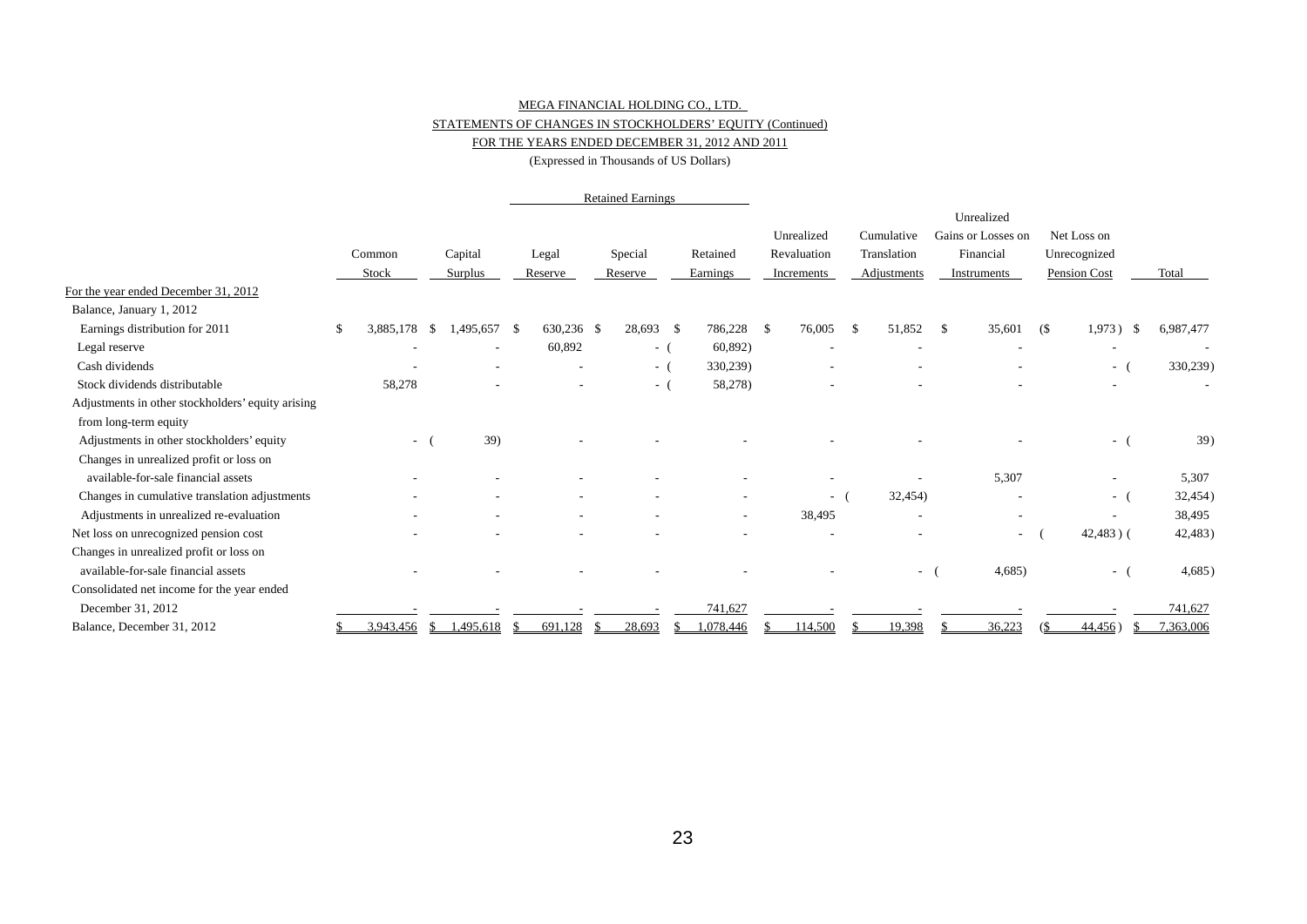MEGA FINANCIAL HOLDING CO., LTD.

STATEMENTS OF CHANGES IN STOCKHOLDERS' EQUITY (Continued)

FOR THE YEARS ENDED DECEMBER 31, 2012 AND 2011

(Expressed in Thousands of US Dollars)

| | Common Stock | Capital Surplus | Retained Earnings | | | Unrealized Revaluation Increments | Cumulative Translation Adjustments | Unrealized Gains or Losses on Financial Instruments | Net Loss on Unrecognized Pension Cost | Total |
|---|---|---|---|---|---|---|---|---|---|---|
| | | | Legal Reserve | Special Reserve | Retained Earnings | | | | | |
| For the year ended December 31, 2012 | | | | | | | | | | |
| Balance, January 1, 2012 | | | | | | | | | | |
| Earnings distribution for 2011 | $ 3,885,178 | $ 1,495,657 | $ 630,236 | $ 28,693 | $ 786,228 | $ 76,005 | $ 51,852 | $ 35,601 | ($ 1,973) | $ 6,987,477 |
| Legal reserve | - | - | 60,892 | - | ( 60,892) | - | - | - | - | - |
| Cash dividends | - | - | - | - | ( 330,239) | - | - | - | - | ( 330,239) |
| Stock dividends distributable | 58,278 | - | - | - | ( 58,278) | - | - | - | - | - |
| Adjustments in other stockholders' equity arising from long-term equity | | | | | | | | | | |
| Adjustments in other stockholders' equity | - | ( 39) | - | - | - | - | - | - | - | ( 39) |
| Changes in unrealized profit or loss on available-for-sale financial assets | - | - | - | - | - | - | - | 5,307 | - | 5,307 |
| Changes in cumulative translation adjustments | - | - | - | - | - | - | ( 32,454) | - | - | ( 32,454) |
| Adjustments in unrealized re-evaluation | - | - | - | - | - | 38,495 | - | - | - | 38,495 |
| Net loss on unrecognized pension cost | - | - | - | - | - | - | - | - | ( 42,483) | ( 42,483) |
| Changes in unrealized profit or loss on available-for-sale financial assets | - | - | - | - | - | - | - | ( 4,685) | - | ( 4,685) |
| Consolidated net income for the year ended December 31, 2012 | - | - | - | - | 741,627 | - | - | - | - | 741,627 |
| Balance, December 31, 2012 | $ 3,943,456 | $ 1,495,618 | $ 691,128 | $ 28,693 | $ 1,078,446 | $ 114,500 | $ 19,398 | $ 36,223 | ($ 44,456) | $ 7,363,006 |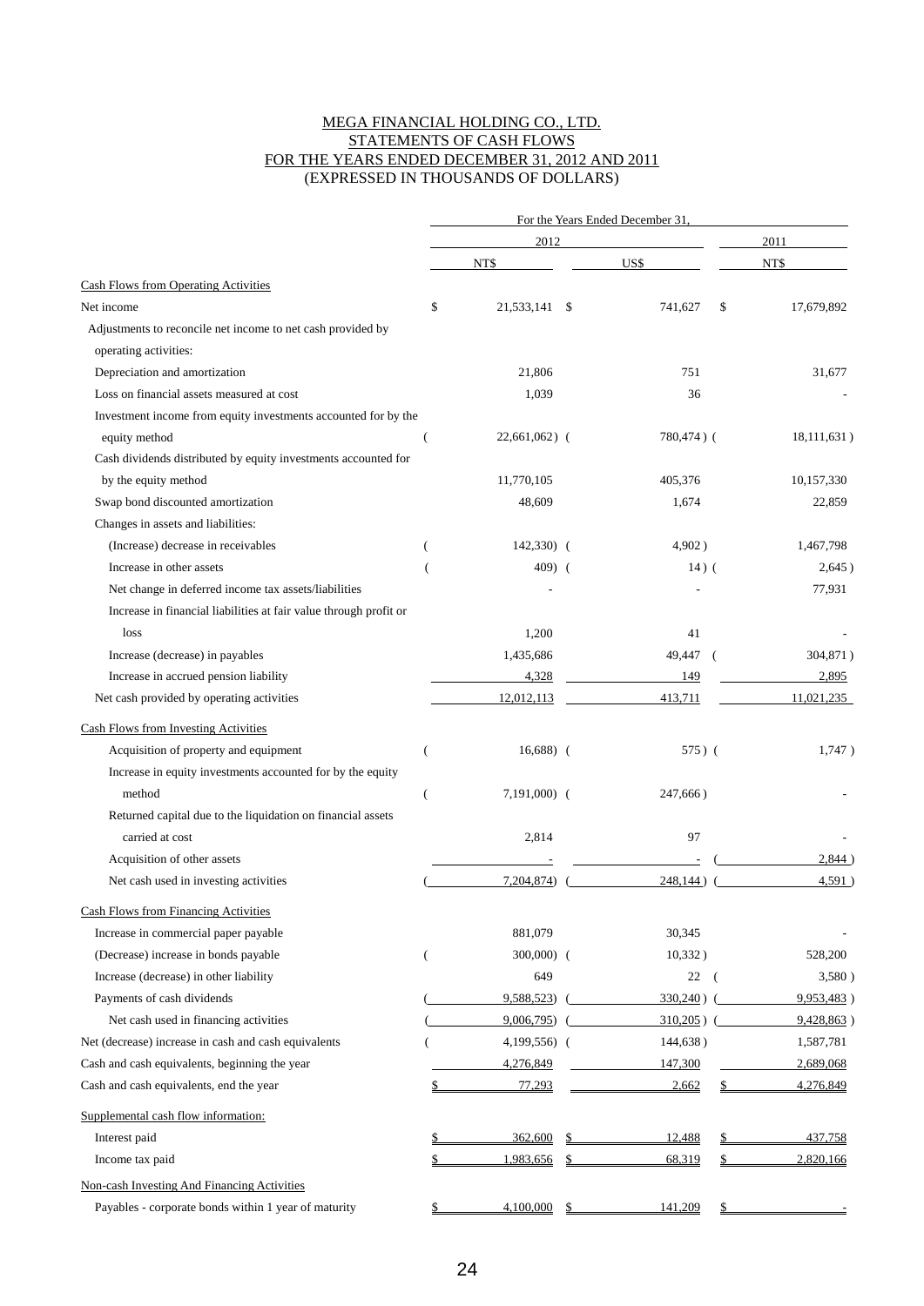# MEGA FINANCIAL HOLDING CO., LTD.
## STATEMENTS OF CASH FLOWS
## FOR THE YEARS ENDED DECEMBER 31, 2012 AND 2011
## (EXPRESSED IN THOUSANDS OF DOLLARS)

| | For the Years Ended December 31, | | |
|---|---|---|---|
| | 2012 | | 2011 |
| | NT$ | US$ | NT$ |
| **Cash Flows from Operating Activities** | | | |
| Net income | $ 21,533,141 | $ 741,627 | $ 17,679,892 |
| Adjustments to reconcile net income to net cash provided by operating activities: | | | |
| Depreciation and amortization | 21,806 | 751 | 31,677 |
| Loss on financial assets measured at cost | 1,039 | 36 | - |
| Investment income from equity investments accounted for by the equity method | ( 22,661,062) | ( 780,474 ) | ( 18,111,631 ) |
| Cash dividends distributed by equity investments accounted for by the equity method | 11,770,105 | 405,376 | 10,157,330 |
| Swap bond discounted amortization | 48,609 | 1,674 | 22,859 |
| Changes in assets and liabilities: | | | |
| (Increase) decrease in receivables | ( 142,330) | ( 4,902 ) | 1,467,798 |
| Increase in other assets | ( 409) | ( 14 ) | ( 2,645 ) |
| Net change in deferred income tax assets/liabilities | - | - | 77,931 |
| Increase in financial liabilities at fair value through profit or loss | 1,200 | 41 | - |
| Increase (decrease) in payables | 1,435,686 | 49,447 | ( 304,871 ) |
| Increase in accrued pension liability | 4,328 | 149 | 2,895 |
| Net cash provided by operating activities | 12,012,113 | 413,711 | 11,021,235 |
| **Cash Flows from Investing Activities** | | | |
| Acquisition of property and equipment | ( 16,688) | ( 575 ) | ( 1,747 ) |
| Increase in equity investments accounted for by the equity method | ( 7,191,000) | ( 247,666 ) | - |
| Returned capital due to the liquidation on financial assets carried at cost | 2,814 | 97 | - |
| Acquisition of other assets | - | - | ( 2,844 ) |
| Net cash used in investing activities | ( 7,204,874) | ( 248,144 ) | ( 4,591 ) |
| **Cash Flows from Financing Activities** | | | |
| Increase in commercial paper payable | 881,079 | 30,345 | - |
| (Decrease) increase in bonds payable | ( 300,000) | ( 10,332 ) | 528,200 |
| Increase (decrease) in other liability | 649 | 22 | ( 3,580 ) |
| Payments of cash dividends | ( 9,588,523) | ( 330,240 ) | ( 9,953,483 ) |
| Net cash used in financing activities | ( 9,006,795) | ( 310,205 ) | ( 9,428,863 ) |
| Net (decrease) increase in cash and cash equivalents | ( 4,199,556) | ( 144,638 ) | 1,587,781 |
| Cash and cash equivalents, beginning the year | 4,276,849 | 147,300 | 2,689,068 |
| Cash and cash equivalents, end the year | $ 77,293 | 2,662 | $ 4,276,849 |
| **Supplemental cash flow information:** | | | |
| Interest paid | $ 362,600 | $ 12,488 | $ 437,758 |
| Income tax paid | $ 1,983,656 | $ 68,319 | $ 2,820,166 |
| **Non-cash Investing And Financing Activities** | | | |
| Payables - corporate bonds within 1 year of maturity | $ 4,100,000 | $ 141,209 | $ - |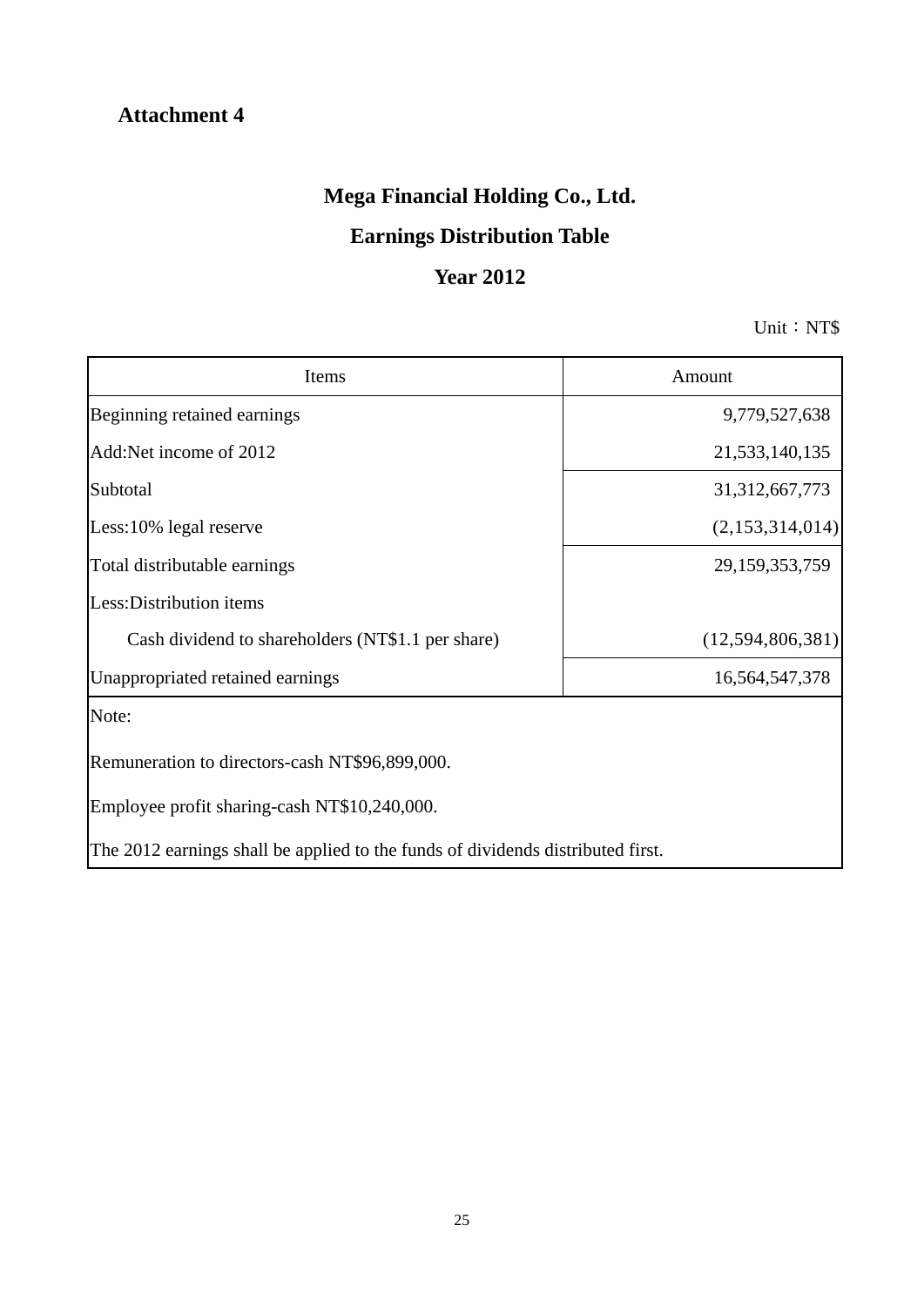**Attachment 4**

# Mega Financial Holding Co., Ltd.

## Earnings Distribution Table

## Year 2012

Unit：NT$

| Items | Amount |
|---|---|
| Beginning retained earnings | 9,779,527,638 |
| Add:Net income of 2012 | 21,533,140,135 |
| Subtotal | 31,312,667,773 |
| Less:10% legal reserve | (2,153,314,014) |
| Total distributable earnings | 29,159,353,759 |
| Less:Distribution items | |
| Cash dividend to shareholders (NT$1.1 per share) | (12,594,806,381) |
| Unappropriated retained earnings | 16,564,547,378 |

Note:

Remuneration to directors-cash NT$96,899,000.

Employee profit sharing-cash NT$10,240,000.

The 2012 earnings shall be applied to the funds of dividends distributed first.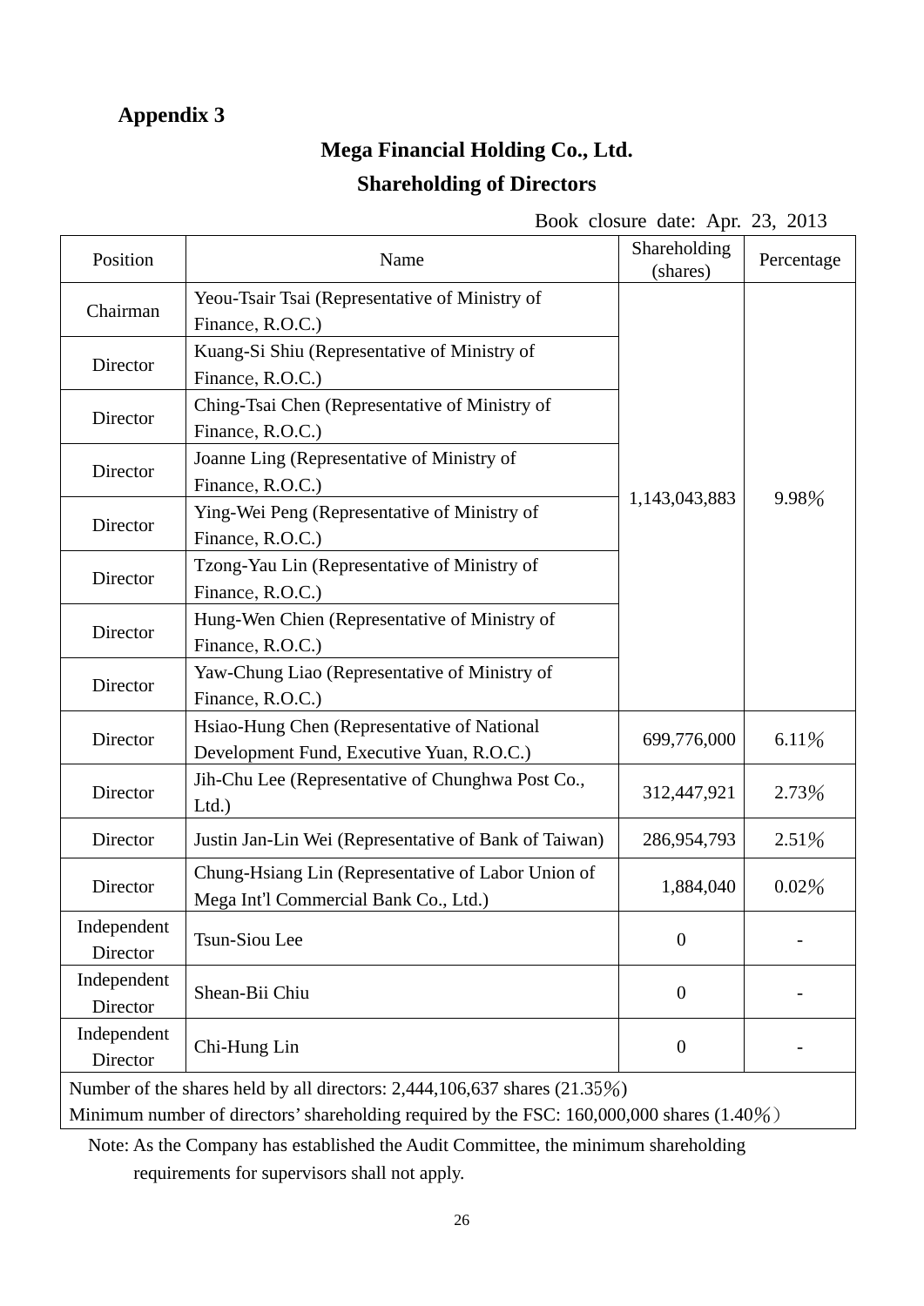**Appendix 3**

## Mega Financial Holding Co., Ltd.

## Shareholding of Directors

Book closure date: Apr. 23, 2013

| Position | Name | Shareholding (shares) | Percentage |
|---|---|---|---|
| Chairman | Yeou-Tsair Tsai (Representative of Ministry of Finance, R.O.C.) | 1,143,043,883 | 9.98% |
| Director | Kuang-Si Shiu (Representative of Ministry of Finance, R.O.C.) | | |
| Director | Ching-Tsai Chen (Representative of Ministry of Finance, R.O.C.) | | |
| Director | Joanne Ling (Representative of Ministry of Finance, R.O.C.) | | |
| Director | Ying-Wei Peng (Representative of Ministry of Finance, R.O.C.) | | |
| Director | Tzong-Yau Lin (Representative of Ministry of Finance, R.O.C.) | | |
| Director | Hung-Wen Chien (Representative of Ministry of Finance, R.O.C.) | | |
| Director | Yaw-Chung Liao (Representative of Ministry of Finance, R.O.C.) | | |
| Director | Hsiao-Hung Chen (Representative of National Development Fund, Executive Yuan, R.O.C.) | 699,776,000 | 6.11% |
| Director | Jih-Chu Lee (Representative of Chunghwa Post Co., Ltd.) | 312,447,921 | 2.73% |
| Director | Justin Jan-Lin Wei (Representative of Bank of Taiwan) | 286,954,793 | 2.51% |
| Director | Chung-Hsiang Lin (Representative of Labor Union of Mega Int'l Commercial Bank Co., Ltd.) | 1,884,040 | 0.02% |
| Independent Director | Tsun-Siou Lee | 0 | - |
| Independent Director | Shean-Bii Chiu | 0 | - |
| Independent Director | Chi-Hung Lin | 0 | - |
| Number of the shares held by all directors: 2,444,106,637 shares (21.35%) Minimum number of directors' shareholding required by the FSC: 160,000,000 shares (1.40%) | | | |

Note: As the Company has established the Audit Committee, the minimum shareholding requirements for supervisors shall not apply.